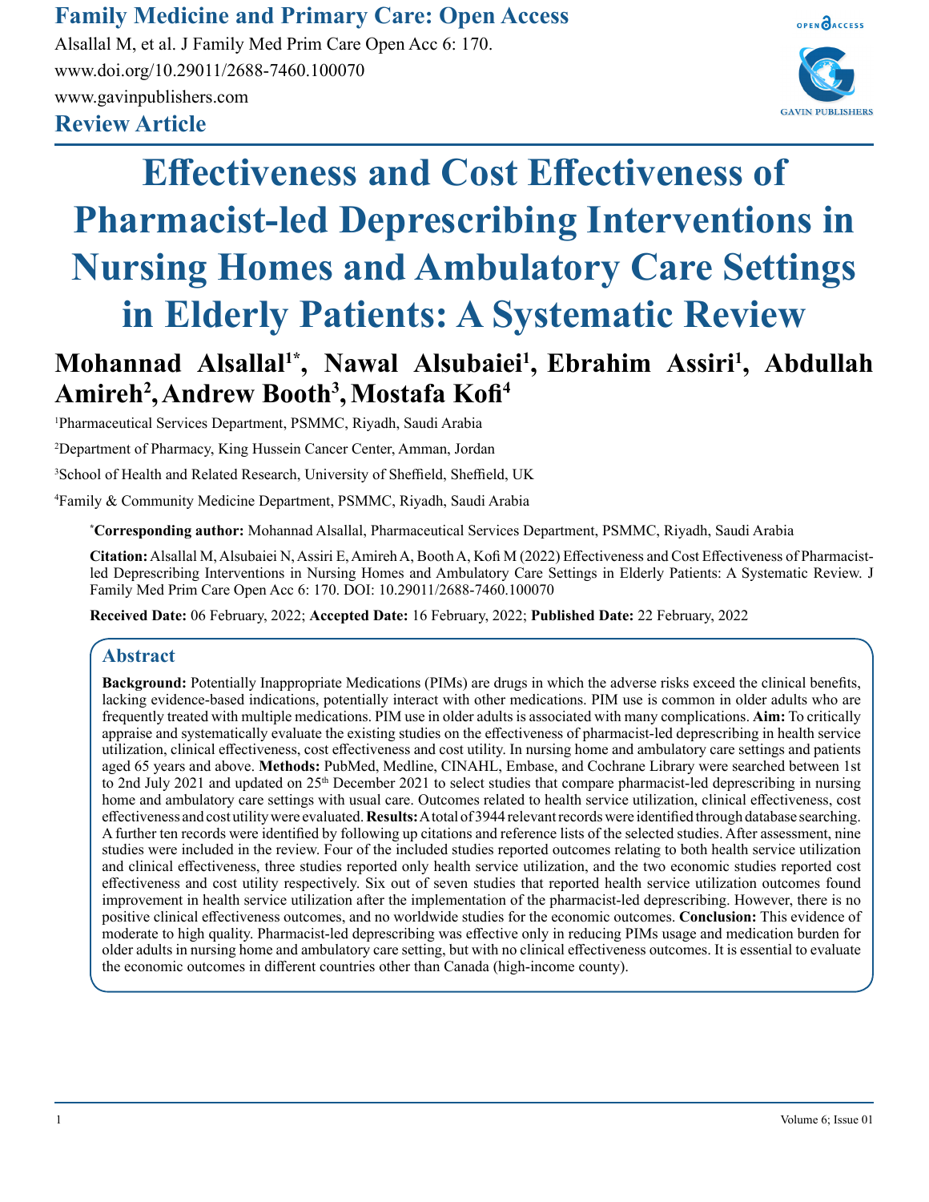# Effectiveness and Cost Effectiveness of Pharmacist-led Deprescribing Interventions in Nursing Homes and Ambulatory Care Settings in Elderly Patients: A Systematic Review

**Mohannad Alsallal[1*], Nawal Alsubaiei[1], Ebrahim Assiri[1], Abdullah Amireh[2], Andrew Booth[3], Mostafa Kofi[4]**

[1]Pharmaceutical Services Department, PSMMC, Riyadh, Saudi Arabia

[2]Department of Pharmacy, King Hussein Cancer Center, Amman, Jordan

[3]School of Health and Related Research, University of Sheffield, Sheffield, UK

[4]Family & Community Medicine Department, PSMMC, Riyadh, Saudi Arabia

[*]**Corresponding author:** Mohannad Alsallal, Pharmaceutical Services Department, PSMMC, Riyadh, Saudi Arabia

**Citation:** Alsallal M, Alsubaiei N, Assiri E, Amireh A, Booth A, Kofi M (2022) Effectiveness and Cost Effectiveness of Pharmacist-led Deprescribing Interventions in Nursing Homes and Ambulatory Care Settings in Elderly Patients: A Systematic Review. J Family Med Prim Care Open Acc 6: 170. DOI: 10.29011/2688-7460.100070

**Received Date:** 06 February, 2022; **Accepted Date:** 16 February, 2022; **Published Date:** 22 February, 2022

## Abstract

**Background:** Potentially Inappropriate Medications (PIMs) are drugs in which the adverse risks exceed the clinical benefits, lacking evidence-based indications, potentially interact with other medications. PIM use is common in older adults who are frequently treated with multiple medications. PIM use in older adults is associated with many complications. **Aim:** To critically appraise and systematically evaluate the existing studies on the effectiveness of pharmacist-led deprescribing in health service utilization, clinical effectiveness, cost effectiveness and cost utility. In nursing home and ambulatory care settings and patients aged 65 years and above. **Methods:** PubMed, Medline, CINAHL, Embase, and Cochrane Library were searched between 1st to 2nd July 2021 and updated on 25th December 2021 to select studies that compare pharmacist-led deprescribing in nursing home and ambulatory care settings with usual care. Outcomes related to health service utilization, clinical effectiveness, cost effectiveness and cost utility were evaluated. **Results:** A total of 3944 relevant records were identified through database searching. A further ten records were identified by following up citations and reference lists of the selected studies. After assessment, nine studies were included in the review. Four of the included studies reported outcomes relating to both health service utilization and clinical effectiveness, three studies reported only health service utilization, and the two economic studies reported cost effectiveness and cost utility respectively. Six out of seven studies that reported health service utilization outcomes found improvement in health service utilization after the implementation of the pharmacist-led deprescribing. However, there is no positive clinical effectiveness outcomes, and no worldwide studies for the economic outcomes. **Conclusion:** This evidence of moderate to high quality. Pharmacist-led deprescribing was effective only in reducing PIMs usage and medication burden for older adults in nursing home and ambulatory care setting, but with no clinical effectiveness outcomes. It is essential to evaluate the economic outcomes in different countries other than Canada (high-income county).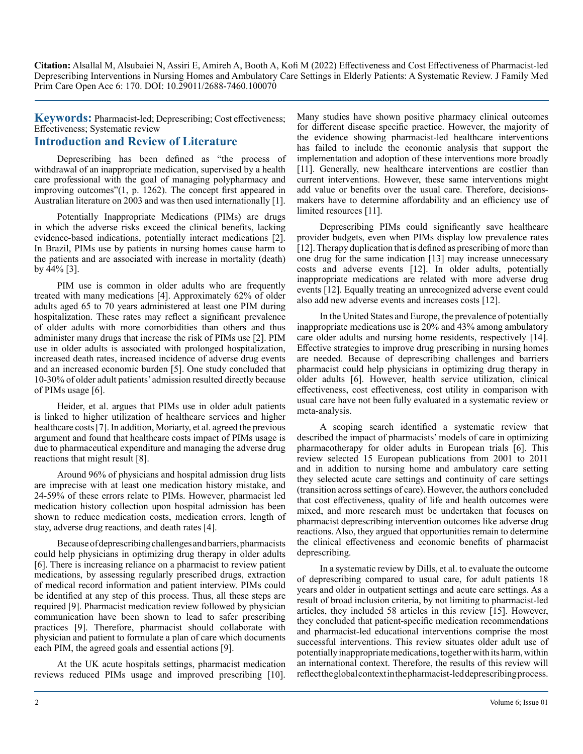**Keywords:** Pharmacist-led; Deprescribing; Cost effectiveness; Effectiveness; Systematic review

## Introduction and Review of Literature

Deprescribing has been defined as "the process of withdrawal of an inappropriate medication, supervised by a health care professional with the goal of managing polypharmacy and improving outcomes"(1, p. 1262). The concept first appeared in Australian literature on 2003 and was then used internationally [1].

Potentially Inappropriate Medications (PIMs) are drugs in which the adverse risks exceed the clinical benefits, lacking evidence-based indications, potentially interact medications [2]. In Brazil, PIMs use by patients in nursing homes cause harm to the patients and are associated with increase in mortality (death) by 44% [3].

PIM use is common in older adults who are frequently treated with many medications [4]. Approximately 62% of older adults aged 65 to 70 years administered at least one PIM during hospitalization. These rates may reflect a significant prevalence of older adults with more comorbidities than others and thus administer many drugs that increase the risk of PIMs use [2]. PIM use in older adults is associated with prolonged hospitalization, increased death rates, increased incidence of adverse drug events and an increased economic burden [5]. One study concluded that 10-30% of older adult patients' admission resulted directly because of PIMs usage [6].

Heider, et al. argues that PIMs use in older adult patients is linked to higher utilization of healthcare services and higher healthcare costs [7]. In addition, Moriarty, et al. agreed the previous argument and found that healthcare costs impact of PIMs usage is due to pharmaceutical expenditure and managing the adverse drug reactions that might result [8].

Around 96% of physicians and hospital admission drug lists are imprecise with at least one medication history mistake, and 24-59% of these errors relate to PIMs. However, pharmacist led medication history collection upon hospital admission has been shown to reduce medication costs, medication errors, length of stay, adverse drug reactions, and death rates [4].

Because of deprescribing challenges and barriers, pharmacists could help physicians in optimizing drug therapy in older adults [6]. There is increasing reliance on a pharmacist to review patient medications, by assessing regularly prescribed drugs, extraction of medical record information and patient interview. PIMs could be identified at any step of this process. Thus, all these steps are required [9]. Pharmacist medication review followed by physician communication have been shown to lead to safer prescribing practices [9]. Therefore, pharmacist should collaborate with physician and patient to formulate a plan of care which documents each PIM, the agreed goals and essential actions [9].

At the UK acute hospitals settings, pharmacist medication reviews reduced PIMs usage and improved prescribing [10]. Many studies have shown positive pharmacy clinical outcomes for different disease specific practice. However, the majority of the evidence showing pharmacist-led healthcare interventions has failed to include the economic analysis that support the implementation and adoption of these interventions more broadly [11]. Generally, new healthcare interventions are costlier than current interventions. However, these same interventions might add value or benefits over the usual care. Therefore, decisions-makers have to determine affordability and an efficiency use of limited resources [11].

Deprescribing PIMs could significantly save healthcare provider budgets, even when PIMs display low prevalence rates [12]. Therapy duplication that is defined as prescribing of more than one drug for the same indication [13] may increase unnecessary costs and adverse events [12]. In older adults, potentially inappropriate medications are related with more adverse drug events [12]. Equally treating an unrecognized adverse event could also add new adverse events and increases costs [12].

In the United States and Europe, the prevalence of potentially inappropriate medications use is 20% and 43% among ambulatory care older adults and nursing home residents, respectively [14]. Effective strategies to improve drug prescribing in nursing homes are needed. Because of deprescribing challenges and barriers pharmacist could help physicians in optimizing drug therapy in older adults [6]. However, health service utilization, clinical effectiveness, cost effectiveness, cost utility in comparison with usual care have not been fully evaluated in a systematic review or meta-analysis.

A scoping search identified a systematic review that described the impact of pharmacists' models of care in optimizing pharmacotherapy for older adults in European trials [6]. This review selected 15 European publications from 2001 to 2011 and in addition to nursing home and ambulatory care setting they selected acute care settings and continuity of care settings (transition across settings of care). However, the authors concluded that cost effectiveness, quality of life and health outcomes were mixed, and more research must be undertaken that focuses on pharmacist deprescribing intervention outcomes like adverse drug reactions. Also, they argued that opportunities remain to determine the clinical effectiveness and economic benefits of pharmacist deprescribing.

In a systematic review by Dills, et al. to evaluate the outcome of deprescribing compared to usual care, for adult patients 18 years and older in outpatient settings and acute care settings. As a result of broad inclusion criteria, by not limiting to pharmacist-led articles, they included 58 articles in this review [15]. However, they concluded that patient-specific medication recommendations and pharmacist-led educational interventions comprise the most successful interventions. This review situates older adult use of potentially inappropriate medications, together with its harm, within an international context. Therefore, the results of this review will reflect the global context in the pharmacist-led deprescribing process.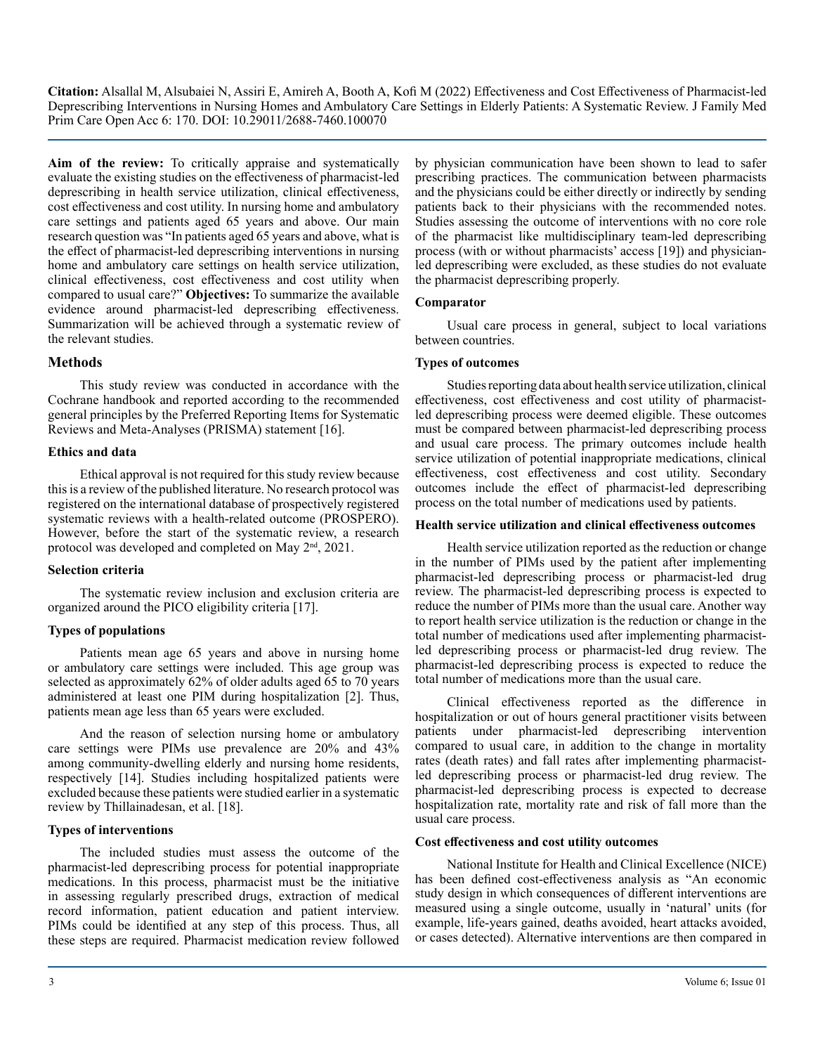**Aim of the review:** To critically appraise and systematically evaluate the existing studies on the effectiveness of pharmacist-led deprescribing in health service utilization, clinical effectiveness, cost effectiveness and cost utility. In nursing home and ambulatory care settings and patients aged 65 years and above. Our main research question was "In patients aged 65 years and above, what is the effect of pharmacist-led deprescribing interventions in nursing home and ambulatory care settings on health service utilization, clinical effectiveness, cost effectiveness and cost utility when compared to usual care?" **Objectives:** To summarize the available evidence around pharmacist-led deprescribing effectiveness. Summarization will be achieved through a systematic review of the relevant studies.

## Methods

This study review was conducted in accordance with the Cochrane handbook and reported according to the recommended general principles by the Preferred Reporting Items for Systematic Reviews and Meta-Analyses (PRISMA) statement [16].

### Ethics and data

Ethical approval is not required for this study review because this is a review of the published literature. No research protocol was registered on the international database of prospectively registered systematic reviews with a health-related outcome (PROSPERO). However, before the start of the systematic review, a research protocol was developed and completed on May 2nd, 2021.

### Selection criteria

The systematic review inclusion and exclusion criteria are organized around the PICO eligibility criteria [17].

### Types of populations

Patients mean age 65 years and above in nursing home or ambulatory care settings were included. This age group was selected as approximately 62% of older adults aged 65 to 70 years administered at least one PIM during hospitalization [2]. Thus, patients mean age less than 65 years were excluded.

And the reason of selection nursing home or ambulatory care settings were PIMs use prevalence are 20% and 43% among community-dwelling elderly and nursing home residents, respectively [14]. Studies including hospitalized patients were excluded because these patients were studied earlier in a systematic review by Thillainadesan, et al. [18].

### Types of interventions

The included studies must assess the outcome of the pharmacist-led deprescribing process for potential inappropriate medications. In this process, pharmacist must be the initiative in assessing regularly prescribed drugs, extraction of medical record information, patient education and patient interview. PIMs could be identified at any step of this process. Thus, all these steps are required. Pharmacist medication review followed by physician communication have been shown to lead to safer prescribing practices. The communication between pharmacists and the physicians could be either directly or indirectly by sending patients back to their physicians with the recommended notes. Studies assessing the outcome of interventions with no core role of the pharmacist like multidisciplinary team-led deprescribing process (with or without pharmacists' access [19]) and physician-led deprescribing were excluded, as these studies do not evaluate the pharmacist deprescribing properly.

### Comparator

Usual care process in general, subject to local variations between countries.

### Types of outcomes

Studies reporting data about health service utilization, clinical effectiveness, cost effectiveness and cost utility of pharmacist-led deprescribing process were deemed eligible. These outcomes must be compared between pharmacist-led deprescribing process and usual care process. The primary outcomes include health service utilization of potential inappropriate medications, clinical effectiveness, cost effectiveness and cost utility. Secondary outcomes include the effect of pharmacist-led deprescribing process on the total number of medications used by patients.

### Health service utilization and clinical effectiveness outcomes

Health service utilization reported as the reduction or change in the number of PIMs used by the patient after implementing pharmacist-led deprescribing process or pharmacist-led drug review. The pharmacist-led deprescribing process is expected to reduce the number of PIMs more than the usual care. Another way to report health service utilization is the reduction or change in the total number of medications used after implementing pharmacist-led deprescribing process or pharmacist-led drug review. The pharmacist-led deprescribing process is expected to reduce the total number of medications more than the usual care.

Clinical effectiveness reported as the difference in hospitalization or out of hours general practitioner visits between patients under pharmacist-led deprescribing intervention compared to usual care, in addition to the change in mortality rates (death rates) and fall rates after implementing pharmacist-led deprescribing process or pharmacist-led drug review. The pharmacist-led deprescribing process is expected to decrease hospitalization rate, mortality rate and risk of fall more than the usual care process.

### Cost effectiveness and cost utility outcomes

National Institute for Health and Clinical Excellence (NICE) has been defined cost-effectiveness analysis as "An economic study design in which consequences of different interventions are measured using a single outcome, usually in 'natural' units (for example, life-years gained, deaths avoided, heart attacks avoided, or cases detected). Alternative interventions are then compared in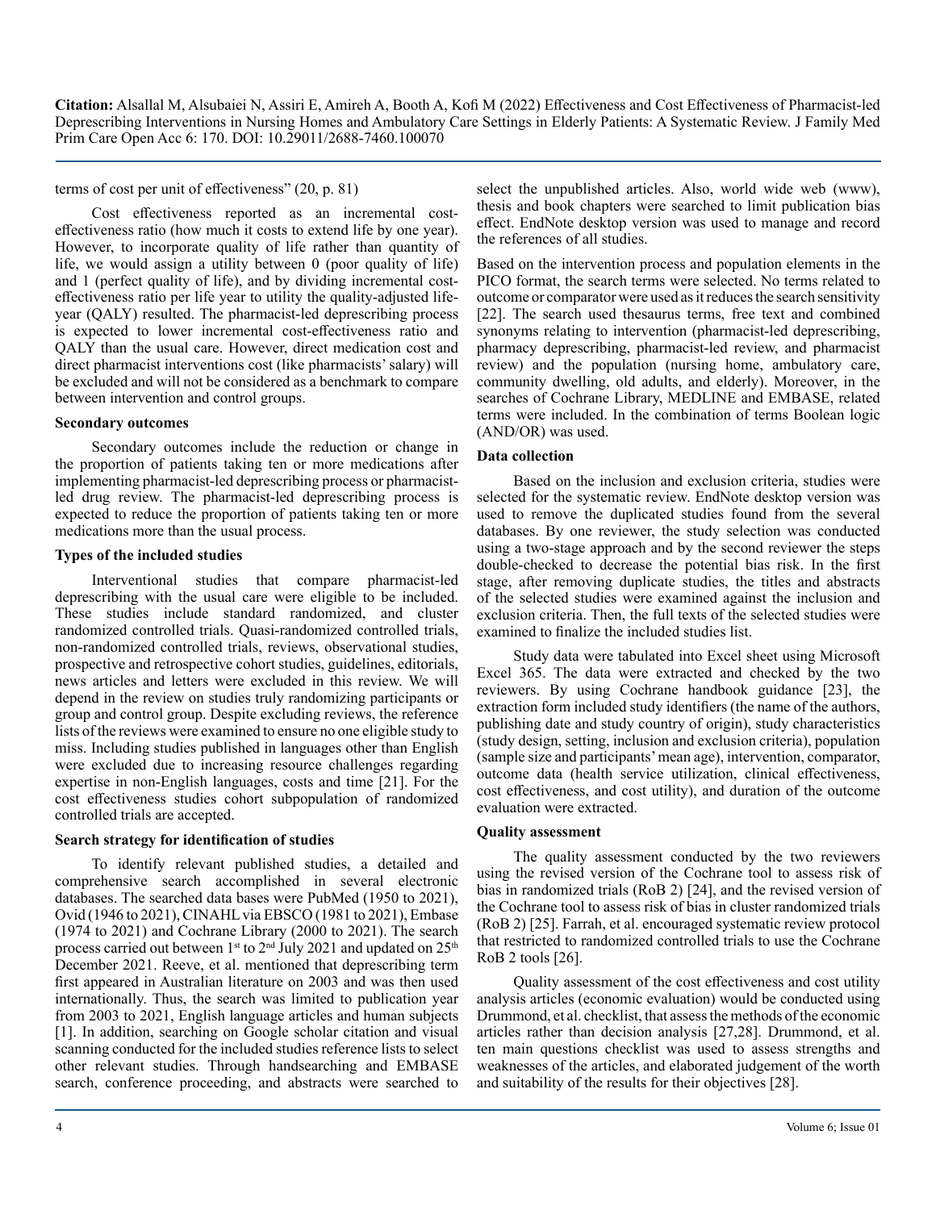terms of cost per unit of effectiveness" (20, p. 81)

Cost effectiveness reported as an incremental cost-effectiveness ratio (how much it costs to extend life by one year). However, to incorporate quality of life rather than quantity of life, we would assign a utility between 0 (poor quality of life) and 1 (perfect quality of life), and by dividing incremental cost-effectiveness ratio per life year to utility the quality-adjusted life-year (QALY) resulted. The pharmacist-led deprescribing process is expected to lower incremental cost-effectiveness ratio and QALY than the usual care. However, direct medication cost and direct pharmacist interventions cost (like pharmacists' salary) will be excluded and will not be considered as a benchmark to compare between intervention and control groups.

**Secondary outcomes**

Secondary outcomes include the reduction or change in the proportion of patients taking ten or more medications after implementing pharmacist-led deprescribing process or pharmacist-led drug review. The pharmacist-led deprescribing process is expected to reduce the proportion of patients taking ten or more medications more than the usual process.

**Types of the included studies**

Interventional studies that compare pharmacist-led deprescribing with the usual care were eligible to be included. These studies include standard randomized, and cluster randomized controlled trials. Quasi-randomized controlled trials, non-randomized controlled trials, reviews, observational studies, prospective and retrospective cohort studies, guidelines, editorials, news articles and letters were excluded in this review. We will depend in the review on studies truly randomizing participants or group and control group. Despite excluding reviews, the reference lists of the reviews were examined to ensure no one eligible study to miss. Including studies published in languages other than English were excluded due to increasing resource challenges regarding expertise in non-English languages, costs and time [21]. For the cost effectiveness studies cohort subpopulation of randomized controlled trials are accepted.

**Search strategy for identification of studies**

To identify relevant published studies, a detailed and comprehensive search accomplished in several electronic databases. The searched data bases were PubMed (1950 to 2021), Ovid (1946 to 2021), CINAHL via EBSCO (1981 to 2021), Embase (1974 to 2021) and Cochrane Library (2000 to 2021). The search process carried out between 1st to 2nd July 2021 and updated on 25th December 2021. Reeve, et al. mentioned that deprescribing term first appeared in Australian literature on 2003 and was then used internationally. Thus, the search was limited to publication year from 2003 to 2021, English language articles and human subjects [1]. In addition, searching on Google scholar citation and visual scanning conducted for the included studies reference lists to select other relevant studies. Through handsearching and EMBASE search, conference proceeding, and abstracts were searched to select the unpublished articles. Also, world wide web (www), thesis and book chapters were searched to limit publication bias effect. EndNote desktop version was used to manage and record the references of all studies.

Based on the intervention process and population elements in the PICO format, the search terms were selected. No terms related to outcome or comparator were used as it reduces the search sensitivity [22]. The search used thesaurus terms, free text and combined synonyms relating to intervention (pharmacist-led deprescribing, pharmacy deprescribing, pharmacist-led review, and pharmacist review) and the population (nursing home, ambulatory care, community dwelling, old adults, and elderly). Moreover, in the searches of Cochrane Library, MEDLINE and EMBASE, related terms were included. In the combination of terms Boolean logic (AND/OR) was used.

**Data collection**

Based on the inclusion and exclusion criteria, studies were selected for the systematic review. EndNote desktop version was used to remove the duplicated studies found from the several databases. By one reviewer, the study selection was conducted using a two-stage approach and by the second reviewer the steps double-checked to decrease the potential bias risk. In the first stage, after removing duplicate studies, the titles and abstracts of the selected studies were examined against the inclusion and exclusion criteria. Then, the full texts of the selected studies were examined to finalize the included studies list.

Study data were tabulated into Excel sheet using Microsoft Excel 365. The data were extracted and checked by the two reviewers. By using Cochrane handbook guidance [23], the extraction form included study identifiers (the name of the authors, publishing date and study country of origin), study characteristics (study design, setting, inclusion and exclusion criteria), population (sample size and participants' mean age), intervention, comparator, outcome data (health service utilization, clinical effectiveness, cost effectiveness, and cost utility), and duration of the outcome evaluation were extracted.

**Quality assessment**

The quality assessment conducted by the two reviewers using the revised version of the Cochrane tool to assess risk of bias in randomized trials (RoB 2) [24], and the revised version of the Cochrane tool to assess risk of bias in cluster randomized trials (RoB 2) [25]. Farrah, et al. encouraged systematic review protocol that restricted to randomized controlled trials to use the Cochrane RoB 2 tools [26].

Quality assessment of the cost effectiveness and cost utility analysis articles (economic evaluation) would be conducted using Drummond, et al. checklist, that assess the methods of the economic articles rather than decision analysis [27,28]. Drummond, et al. ten main questions checklist was used to assess strengths and weaknesses of the articles, and elaborated judgement of the worth and suitability of the results for their objectives [28].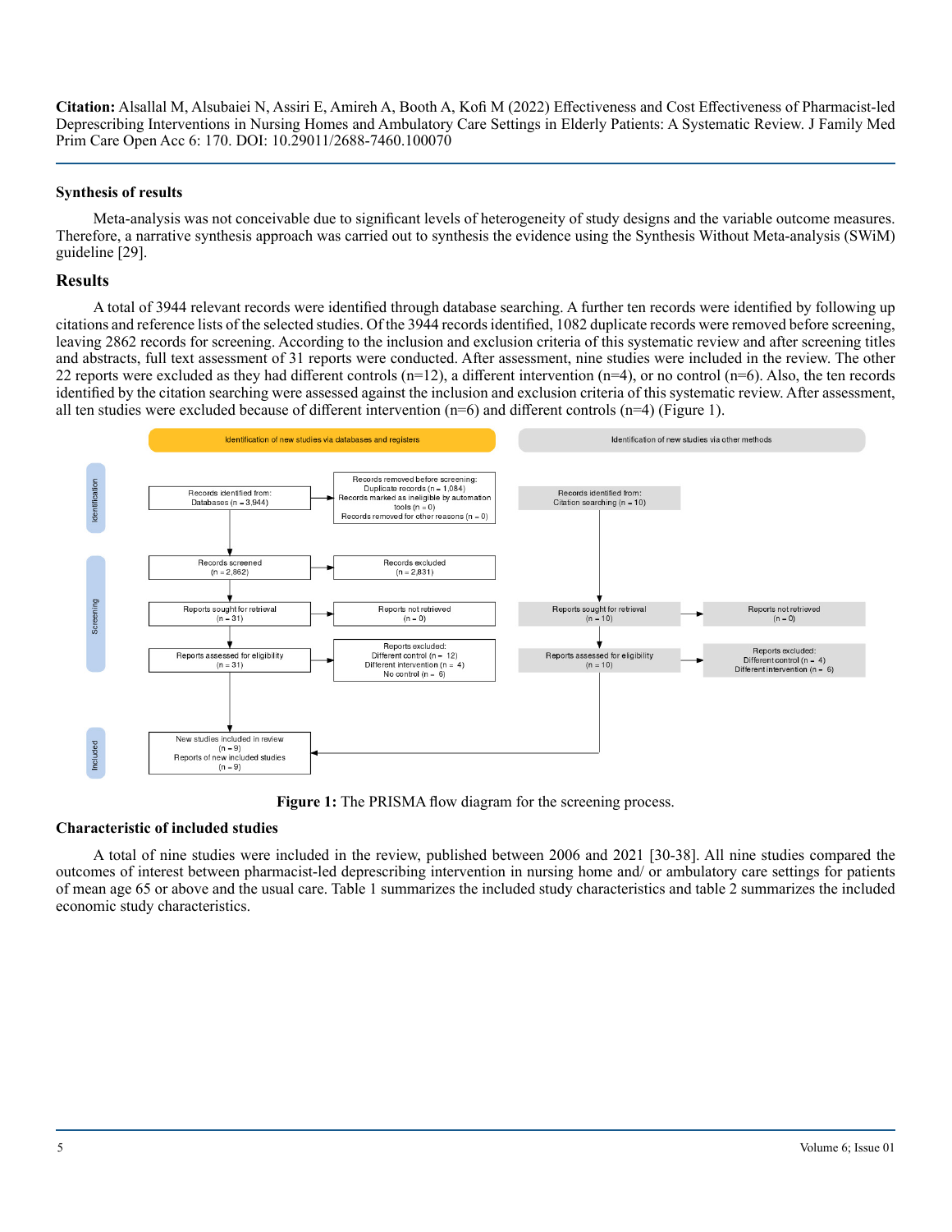### Synthesis of results

Meta-analysis was not conceivable due to significant levels of heterogeneity of study designs and the variable outcome measures. Therefore, a narrative synthesis approach was carried out to synthesis the evidence using the Synthesis Without Meta-analysis (SWiM) guideline [29].

## Results

A total of 3944 relevant records were identified through database searching. A further ten records were identified by following up citations and reference lists of the selected studies. Of the 3944 records identified, 1082 duplicate records were removed before screening, leaving 2862 records for screening. According to the inclusion and exclusion criteria of this systematic review and after screening titles and abstracts, full text assessment of 31 reports were conducted. After assessment, nine studies were included in the review. The other 22 reports were excluded as they had different controls (n=12), a different intervention (n=4), or no control (n=6). Also, the ten records identified by the citation searching were assessed against the inclusion and exclusion criteria of this systematic review. After assessment, all ten studies were excluded because of different intervention (n=6) and different controls (n=4) (Figure 1).

**Identification of new studies via databases and registers**

- Identification
  - Records identified from: Databases (n = 3,944)
  - Records removed before screening: Duplicate records (n = 1,084); Records marked as ineligible by automation tools (n = 0); Records removed for other reasons (n = 0)
- Screening
  - Records screened (n = 2,862) → Records excluded (n = 2,831)
  - Reports sought for retrieval (n = 31) → Reports not retrieved (n = 0)
  - Reports assessed for eligibility (n = 31) → Reports excluded: Different control (n = 12); Different intervention (n = 4); No control (n = 6)
- Included
  - New studies included in review (n = 9); Reports of new included studies (n = 9)

**Identification of new studies via other methods**

- Records identified from: Citation searching (n = 10)
- Reports sought for retrieval (n = 10) → Reports not retrieved (n = 0)
- Reports assessed for eligibility (n = 10) → Reports excluded: Different control (n = 4); Different intervention (n = 6)

**Figure 1:** The PRISMA flow diagram for the screening process.

### Characteristic of included studies

A total of nine studies were included in the review, published between 2006 and 2021 [30-38]. All nine studies compared the outcomes of interest between pharmacist-led deprescribing intervention in nursing home and/ or ambulatory care settings for patients of mean age 65 or above and the usual care. Table 1 summarizes the included study characteristics and table 2 summarizes the included economic study characteristics.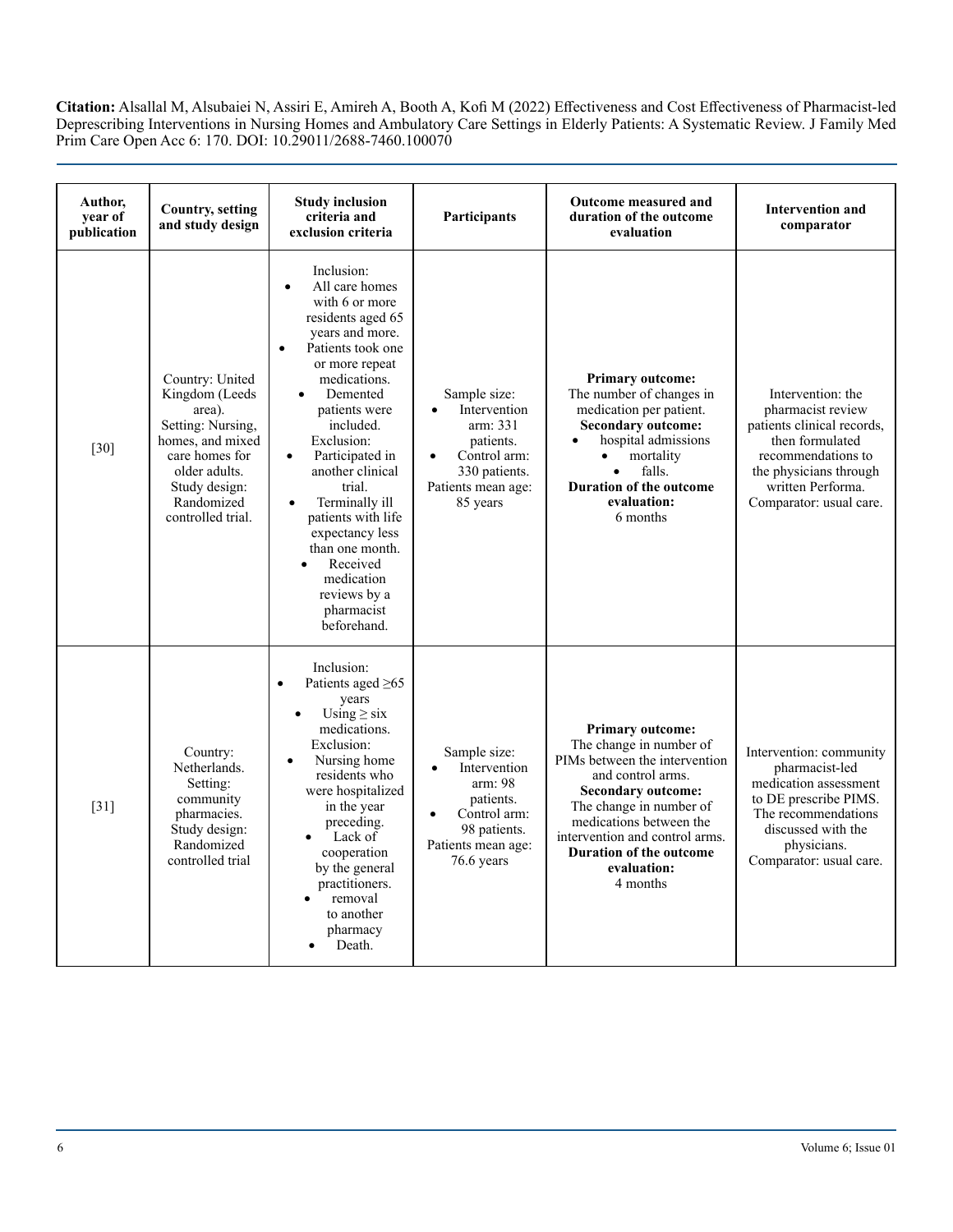**Citation:** Alsallal M, Alsubaiei N, Assiri E, Amireh A, Booth A, Kofi M (2022) Effectiveness and Cost Effectiveness of Pharmacist-led Deprescribing Interventions in Nursing Homes and Ambulatory Care Settings in Elderly Patients: A Systematic Review. J Family Med Prim Care Open Acc 6: 170. DOI: 10.29011/2688-7460.100070

| Author, year of publication | Country, setting and study design | Study inclusion criteria and exclusion criteria | Participants | Outcome measured and duration of the outcome evaluation | Intervention and comparator |
|---|---|---|---|---|---|
| [30] | Country: United Kingdom (Leeds area). Setting: Nursing, homes, and mixed care homes for older adults. Study design: Randomized controlled trial. | Inclusion: • All care homes with 6 or more residents aged 65 years and more. • Patients took one or more repeat medications. • Demented patients were included. Exclusion: • Participated in another clinical trial. • Terminally ill patients with life expectancy less than one month. • Received medication reviews by a pharmacist beforehand. | Sample size: • Intervention arm: 331 patients. • Control arm: 330 patients. Patients mean age: 85 years | **Primary outcome:** The number of changes in medication per patient. **Secondary outcome:** • hospital admissions • mortality • falls. **Duration of the outcome evaluation:** 6 months | Intervention: the pharmacist review patients clinical records, then formulated recommendations to the physicians through written Performa. Comparator: usual care. |
| [31] | Country: Netherlands. Setting: community pharmacies. Study design: Randomized controlled trial | Inclusion: • Patients aged ≥65 years • Using ≥ six medications. Exclusion: • Nursing home residents who were hospitalized in the year preceding. • Lack of cooperation by the general practitioners. • removal to another pharmacy • Death. | Sample size: • Intervention arm: 98 patients. • Control arm: 98 patients. Patients mean age: 76.6 years | **Primary outcome:** The change in number of PIMs between the intervention and control arms. **Secondary outcome:** The change in number of medications between the intervention and control arms. **Duration of the outcome evaluation:** 4 months | Intervention: community pharmacist-led medication assessment to DE prescribe PIMS. The recommendations discussed with the physicians. Comparator: usual care. |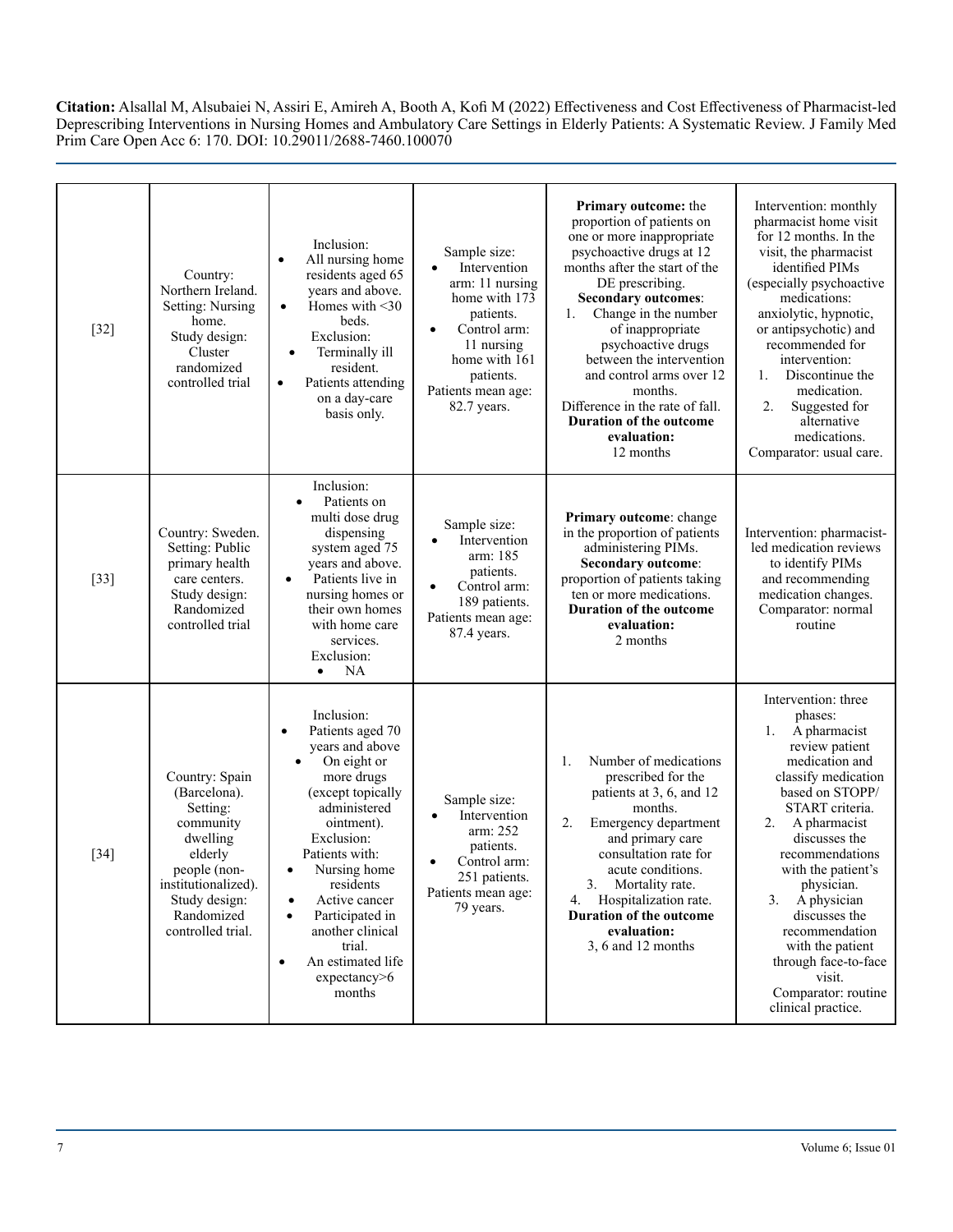| [32] | Country: Northern Ireland. Setting: Nursing home. Study design: Cluster randomized controlled trial | Inclusion: • All nursing home residents aged 65 years and above. • Homes with <30 beds. Exclusion: • Terminally ill resident. • Patients attending on a day-care basis only. | Sample size: • Intervention arm: 11 nursing home with 173 patients. • Control arm: 11 nursing home with 161 patients. Patients mean age: 82.7 years. | **Primary outcome:** the proportion of patients on one or more inappropriate psychoactive drugs at 12 months after the start of the DE prescribing. **Secondary outcomes**: 1. Change in the number of inappropriate psychoactive drugs between the intervention and control arms over 12 months. Difference in the rate of fall. **Duration of the outcome evaluation:** 12 months | Intervention: monthly pharmacist home visit for 12 months. In the visit, the pharmacist identified PIMs (especially psychoactive medications: anxiolytic, hypnotic, or antipsychotic) and recommended for intervention: 1. Discontinue the medication. 2. Suggested for alternative medications. Comparator: usual care. |
|---|---|---|---|---|---|
| [33] | Country: Sweden. Setting: Public primary health care centers. Study design: Randomized controlled trial | Inclusion: • Patients on multi dose drug dispensing system aged 75 years and above. • Patients live in nursing homes or their own homes with home care services. Exclusion: • NA | Sample size: • Intervention arm: 185 patients. • Control arm: 189 patients. Patients mean age: 87.4 years. | **Primary outcome**: change in the proportion of patients administering PIMs. **Secondary outcome**: proportion of patients taking ten or more medications. **Duration of the outcome evaluation:** 2 months | Intervention: pharmacist-led medication reviews to identify PIMs and recommending medication changes. Comparator: normal routine |
| [34] | Country: Spain (Barcelona). Setting: community dwelling elderly people (non-institutionalized). Study design: Randomized controlled trial. | Inclusion: • Patients aged 70 years and above • On eight or more drugs (except topically administered ointment). Exclusion: Patients with: • Nursing home residents • Active cancer • Participated in another clinical trial. • An estimated life expectancy>6 months | Sample size: • Intervention arm: 252 patients. • Control arm: 251 patients. Patients mean age: 79 years. | 1. Number of medications prescribed for the patients at 3, 6, and 12 months. 2. Emergency department and primary care consultation rate for acute conditions. 3. Mortality rate. 4. Hospitalization rate. **Duration of the outcome evaluation:** 3, 6 and 12 months | Intervention: three phases: 1. A pharmacist review patient medication and classify medication based on STOPP/START criteria. 2. A pharmacist discusses the recommendations with the patient's physician. 3. A physician discusses the recommendation with the patient through face-to-face visit. Comparator: routine clinical practice. |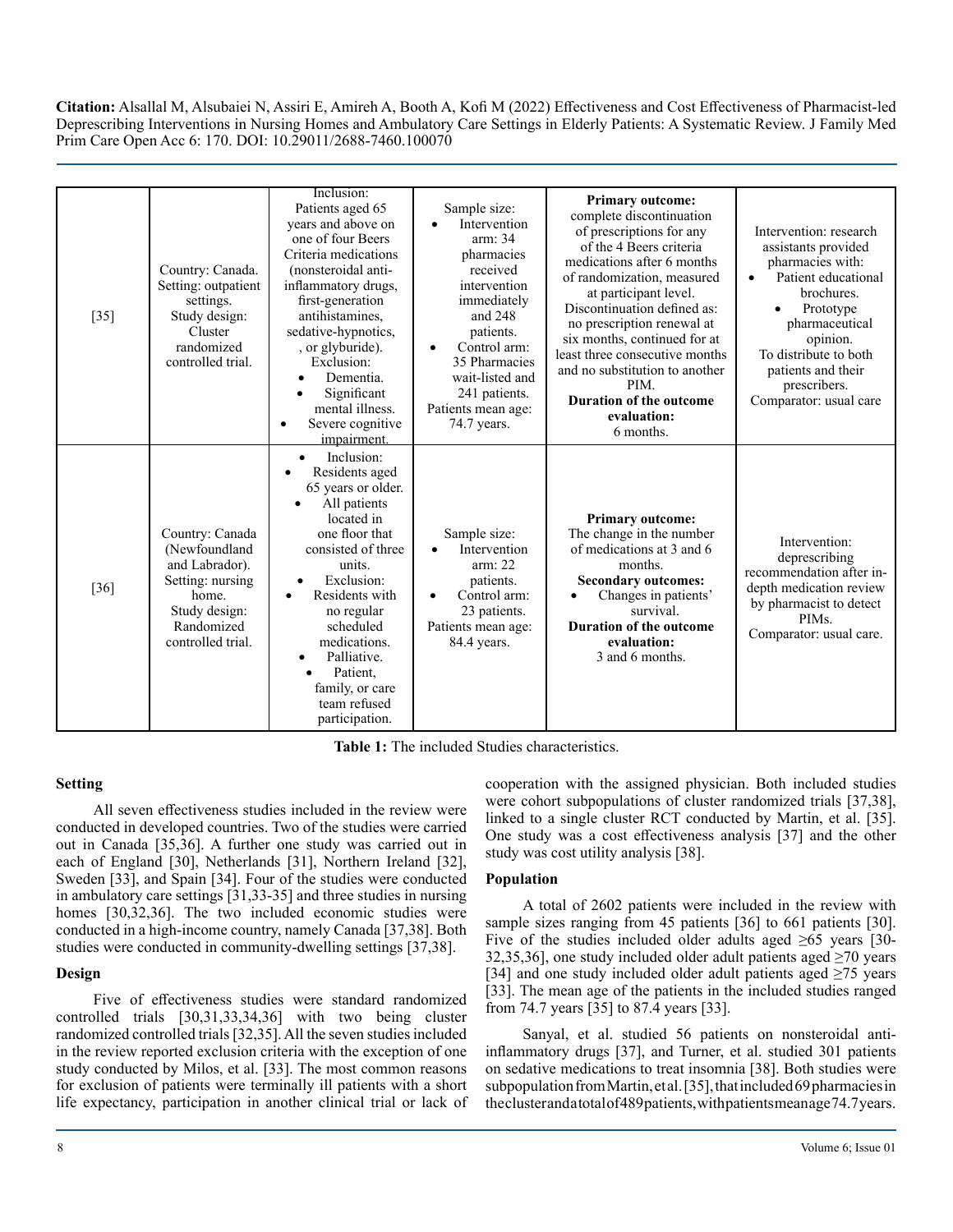| | | | | | |
|---|---|---|---|---|---|
| [35] | Country: Canada. Setting: outpatient settings. Study design: Cluster randomized controlled trial. | Inclusion: Patients aged 65 years and above on one of four Beers Criteria medications (nonsteroidal anti-inflammatory drugs, first-generation antihistamines, sedative-hypnotics, , or glyburide). Exclusion: • Dementia. • Significant mental illness. • Severe cognitive impairment. | Sample size: • Intervention arm: 34 pharmacies received intervention immediately and 248 patients. • Control arm: 35 Pharmacies wait-listed and 241 patients. Patients mean age: 74.7 years. | **Primary outcome:** complete discontinuation of prescriptions for any of the 4 Beers criteria medications after 6 months of randomization, measured at participant level. Discontinuation defined as: no prescription renewal at six months, continued for at least three consecutive months and no substitution to another PIM. **Duration of the outcome evaluation:** 6 months. | Intervention: research assistants provided pharmacies with: • Patient educational brochures. • Prototype pharmaceutical opinion. To distribute to both patients and their prescribers. Comparator: usual care |
| [36] | Country: Canada (Newfoundland and Labrador). Setting: nursing home. Study design: Randomized controlled trial. | • Inclusion: • Residents aged 65 years or older. • All patients located in one floor that consisted of three units. • Exclusion: • Residents with no regular scheduled medications. • Palliative. • Patient, family, or care team refused participation. | Sample size: • Intervention arm: 22 patients. • Control arm: 23 patients. Patients mean age: 84.4 years. | **Primary outcome:** The change in the number of medications at 3 and 6 months. **Secondary outcomes:** • Changes in patients' survival. **Duration of the outcome evaluation:** 3 and 6 months. | Intervention: deprescribing recommendation after in-depth medication review by pharmacist to detect PIMs. Comparator: usual care. |

**Table 1:** The included Studies characteristics.

### Setting

All seven effectiveness studies included in the review were conducted in developed countries. Two of the studies were carried out in Canada [35,36]. A further one study was carried out in each of England [30], Netherlands [31], Northern Ireland [32], Sweden [33], and Spain [34]. Four of the studies were conducted in ambulatory care settings [31,33-35] and three studies in nursing homes [30,32,36]. The two included economic studies were conducted in a high-income country, namely Canada [37,38]. Both studies were conducted in community-dwelling settings [37,38].

### Design

Five of effectiveness studies were standard randomized controlled trials [30,31,33,34,36] with two being cluster randomized controlled trials [32,35]. All the seven studies included in the review reported exclusion criteria with the exception of one study conducted by Milos, et al. [33]. The most common reasons for exclusion of patients were terminally ill patients with a short life expectancy, participation in another clinical trial or lack of cooperation with the assigned physician. Both included studies were cohort subpopulations of cluster randomized trials [37,38], linked to a single cluster RCT conducted by Martin, et al. [35]. One study was a cost effectiveness analysis [37] and the other study was cost utility analysis [38].

### Population

A total of 2602 patients were included in the review with sample sizes ranging from 45 patients [36] to 661 patients [30]. Five of the studies included older adults aged ≥65 years [30-32,35,36], one study included older adult patients aged ≥70 years [34] and one study included older adult patients aged ≥75 years [33]. The mean age of the patients in the included studies ranged from 74.7 years [35] to 87.4 years [33].

Sanyal, et al. studied 56 patients on nonsteroidal anti-inflammatory drugs [37], and Turner, et al. studied 301 patients on sedative medications to treat insomnia [38]. Both studies were subpopulation from Martin, et al. [35], that included 69 pharmacies in the cluster and a total of 489 patients, with patients mean age 74.7 years.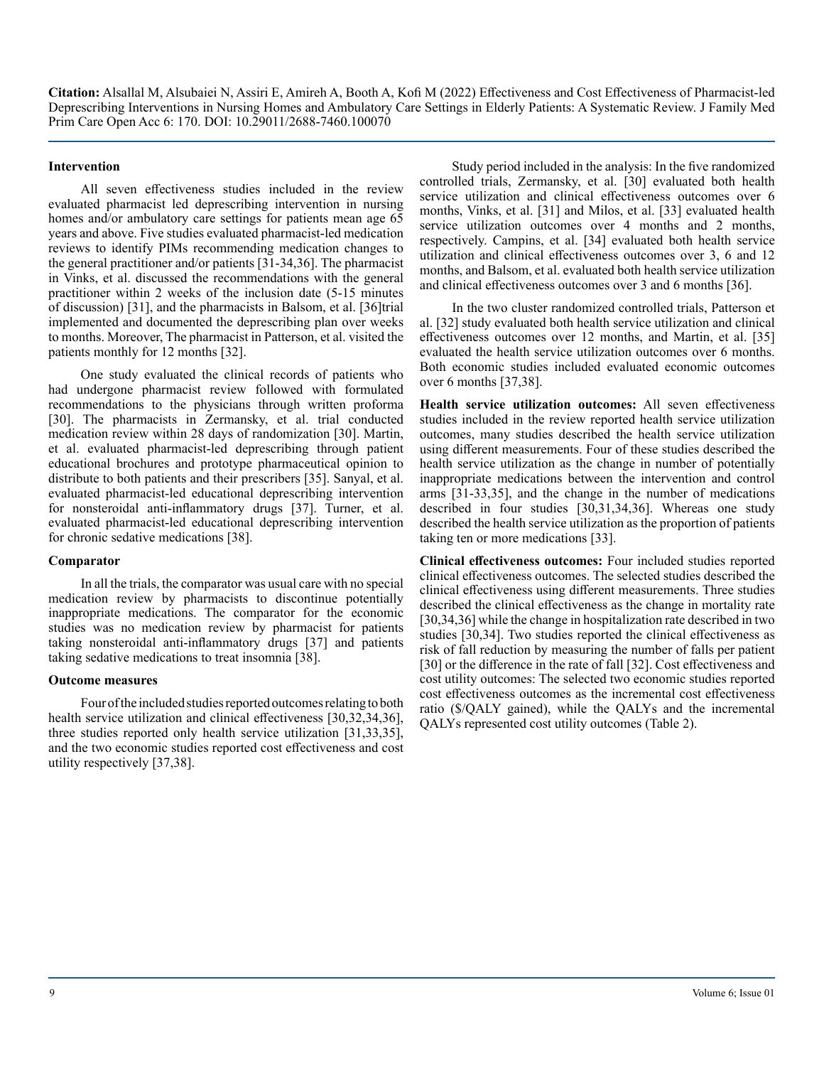### Intervention

All seven effectiveness studies included in the review evaluated pharmacist led deprescribing intervention in nursing homes and/or ambulatory care settings for patients mean age 65 years and above. Five studies evaluated pharmacist-led medication reviews to identify PIMs recommending medication changes to the general practitioner and/or patients [31-34,36]. The pharmacist in Vinks, et al. discussed the recommendations with the general practitioner within 2 weeks of the inclusion date (5-15 minutes of discussion) [31], and the pharmacists in Balsom, et al. [36]trial implemented and documented the deprescribing plan over weeks to months. Moreover, The pharmacist in Patterson, et al. visited the patients monthly for 12 months [32].

One study evaluated the clinical records of patients who had undergone pharmacist review followed with formulated recommendations to the physicians through written proforma [30]. The pharmacists in Zermansky, et al. trial conducted medication review within 28 days of randomization [30]. Martin, et al. evaluated pharmacist-led deprescribing through patient educational brochures and prototype pharmaceutical opinion to distribute to both patients and their prescribers [35]. Sanyal, et al. evaluated pharmacist-led educational deprescribing intervention for nonsteroidal anti-inflammatory drugs [37]. Turner, et al. evaluated pharmacist-led educational deprescribing intervention for chronic sedative medications [38].

### Comparator

In all the trials, the comparator was usual care with no special medication review by pharmacists to discontinue potentially inappropriate medications. The comparator for the economic studies was no medication review by pharmacist for patients taking nonsteroidal anti-inflammatory drugs [37] and patients taking sedative medications to treat insomnia [38].

### Outcome measures

Four of the included studies reported outcomes relating to both health service utilization and clinical effectiveness [30,32,34,36], three studies reported only health service utilization [31,33,35], and the two economic studies reported cost effectiveness and cost utility respectively [37,38].

Study period included in the analysis: In the five randomized controlled trials, Zermansky, et al. [30] evaluated both health service utilization and clinical effectiveness outcomes over 6 months, Vinks, et al. [31] and Milos, et al. [33] evaluated health service utilization outcomes over 4 months and 2 months, respectively. Campins, et al. [34] evaluated both health service utilization and clinical effectiveness outcomes over 3, 6 and 12 months, and Balsom, et al. evaluated both health service utilization and clinical effectiveness outcomes over 3 and 6 months [36].

In the two cluster randomized controlled trials, Patterson et al. [32] study evaluated both health service utilization and clinical effectiveness outcomes over 12 months, and Martin, et al. [35] evaluated the health service utilization outcomes over 6 months. Both economic studies included evaluated economic outcomes over 6 months [37,38].

**Health service utilization outcomes:** All seven effectiveness studies included in the review reported health service utilization outcomes, many studies described the health service utilization using different measurements. Four of these studies described the health service utilization as the change in number of potentially inappropriate medications between the intervention and control arms [31-33,35], and the change in the number of medications described in four studies [30,31,34,36]. Whereas one study described the health service utilization as the proportion of patients taking ten or more medications [33].

**Clinical effectiveness outcomes:** Four included studies reported clinical effectiveness outcomes. The selected studies described the clinical effectiveness using different measurements. Three studies described the clinical effectiveness as the change in mortality rate [30,34,36] while the change in hospitalization rate described in two studies [30,34]. Two studies reported the clinical effectiveness as risk of fall reduction by measuring the number of falls per patient [30] or the difference in the rate of fall [32]. Cost effectiveness and cost utility outcomes: The selected two economic studies reported cost effectiveness outcomes as the incremental cost effectiveness ratio ($/QALY gained), while the QALYs and the incremental QALYs represented cost utility outcomes (Table 2).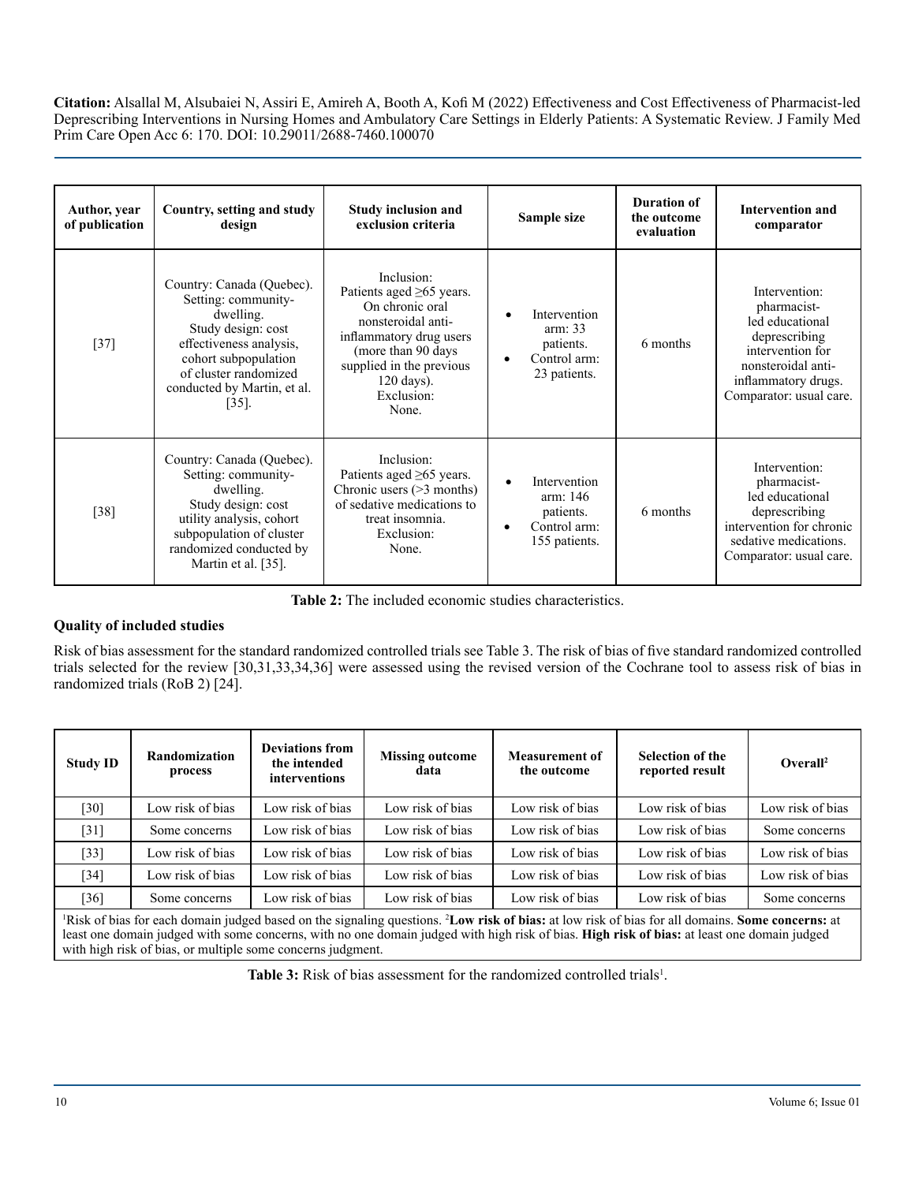| Author, year of publication | Country, setting and study design | Study inclusion and exclusion criteria | Sample size | Duration of the outcome evaluation | Intervention and comparator |
|---|---|---|---|---|---|
| [37] | Country: Canada (Quebec). Setting: community-dwelling. Study design: cost effectiveness analysis, cohort subpopulation of cluster randomized conducted by Martin, et al. [35]. | Inclusion: Patients aged ≥65 years. On chronic oral nonsteroidal anti-inflammatory drug users (more than 90 days supplied in the previous 120 days). Exclusion: None. | • Intervention arm: 33 patients. • Control arm: 23 patients. | 6 months | Intervention: pharmacist-led educational deprescribing intervention for nonsteroidal anti-inflammatory drugs. Comparator: usual care. |
| [38] | Country: Canada (Quebec). Setting: community-dwelling. Study design: cost utility analysis, cohort subpopulation of cluster randomized conducted by Martin et al. [35]. | Inclusion: Patients aged ≥65 years. Chronic users (>3 months) of sedative medications to treat insomnia. Exclusion: None. | • Intervention arm: 146 patients. • Control arm: 155 patients. | 6 months | Intervention: pharmacist-led educational deprescribing intervention for chronic sedative medications. Comparator: usual care. |

**Table 2:** The included economic studies characteristics.

## Quality of included studies

Risk of bias assessment for the standard randomized controlled trials see Table 3. The risk of bias of five standard randomized controlled trials selected for the review [30,31,33,34,36] were assessed using the revised version of the Cochrane tool to assess risk of bias in randomized trials (RoB 2) [24].

| Study ID | Randomization process | Deviations from the intended interventions | Missing outcome data | Measurement of the outcome | Selection of the reported result | Overall[2] |
|---|---|---|---|---|---|---|
| [30] | Low risk of bias | Low risk of bias | Low risk of bias | Low risk of bias | Low risk of bias | Low risk of bias |
| [31] | Some concerns | Low risk of bias | Low risk of bias | Low risk of bias | Low risk of bias | Some concerns |
| [33] | Low risk of bias | Low risk of bias | Low risk of bias | Low risk of bias | Low risk of bias | Low risk of bias |
| [34] | Low risk of bias | Low risk of bias | Low risk of bias | Low risk of bias | Low risk of bias | Low risk of bias |
| [36] | Some concerns | Low risk of bias | Low risk of bias | Low risk of bias | Low risk of bias | Some concerns |

[1]Risk of bias for each domain judged based on the signaling questions. [2]**Low risk of bias:** at low risk of bias for all domains. **Some concerns:** at least one domain judged with some concerns, with no one domain judged with high risk of bias. **High risk of bias:** at least one domain judged with high risk of bias, or multiple some concerns judgment.

**Table 3:** Risk of bias assessment for the randomized controlled trials[1].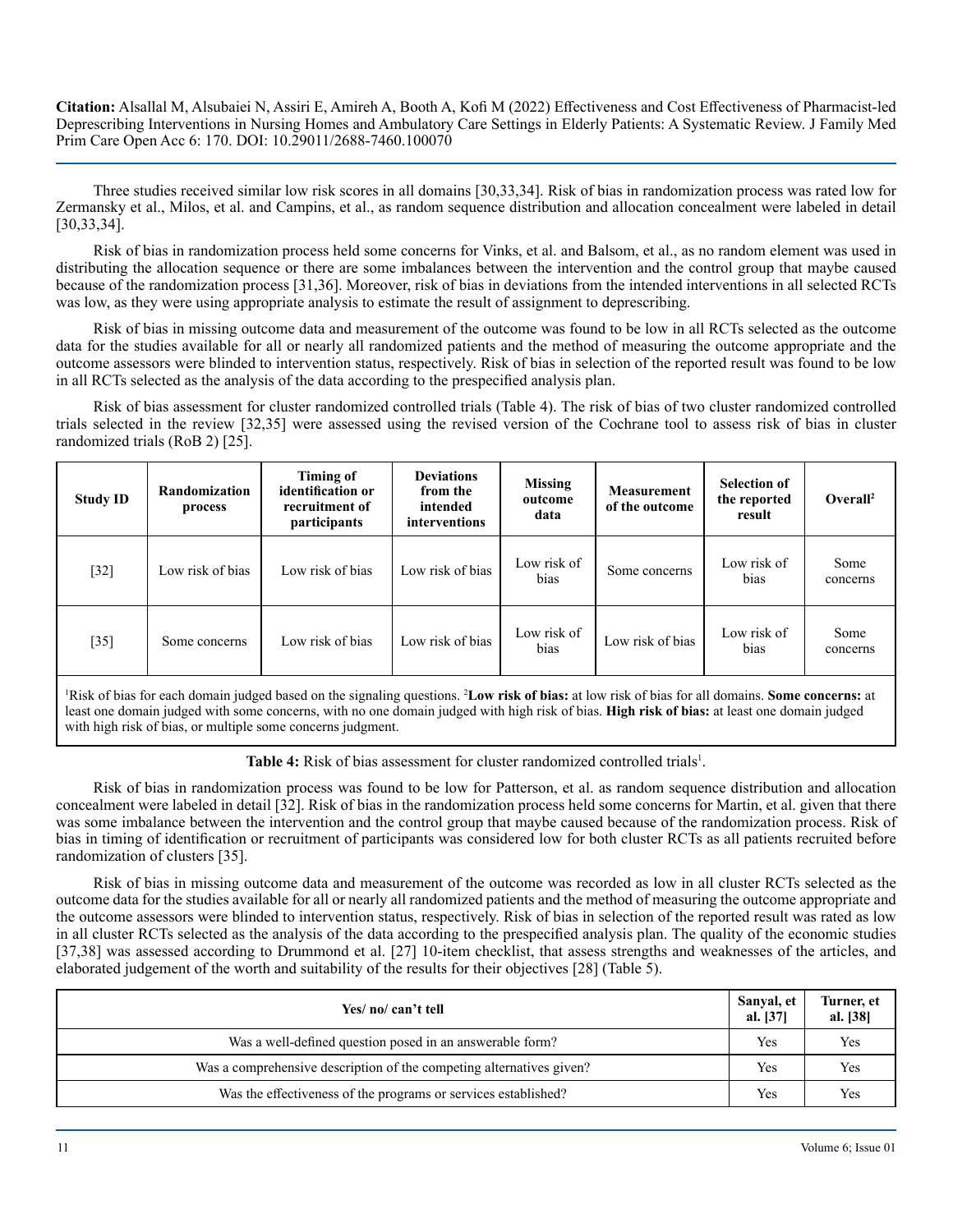Three studies received similar low risk scores in all domains [30,33,34]. Risk of bias in randomization process was rated low for Zermansky et al., Milos, et al. and Campins, et al., as random sequence distribution and allocation concealment were labeled in detail [30,33,34].

Risk of bias in randomization process held some concerns for Vinks, et al. and Balsom, et al., as no random element was used in distributing the allocation sequence or there are some imbalances between the intervention and the control group that maybe caused because of the randomization process [31,36]. Moreover, risk of bias in deviations from the intended interventions in all selected RCTs was low, as they were using appropriate analysis to estimate the result of assignment to deprescribing.

Risk of bias in missing outcome data and measurement of the outcome was found to be low in all RCTs selected as the outcome data for the studies available for all or nearly all randomized patients and the method of measuring the outcome appropriate and the outcome assessors were blinded to intervention status, respectively. Risk of bias in selection of the reported result was found to be low in all RCTs selected as the analysis of the data according to the prespecified analysis plan.

Risk of bias assessment for cluster randomized controlled trials (Table 4). The risk of bias of two cluster randomized controlled trials selected in the review [32,35] were assessed using the revised version of the Cochrane tool to assess risk of bias in cluster randomized trials (RoB 2) [25].

| Study ID | Randomization process | Timing of identification or recruitment of participants | Deviations from the intended interventions | Missing outcome data | Measurement of the outcome | Selection of the reported result | Overall[2] |
|---|---|---|---|---|---|---|---|
| [32] | Low risk of bias | Low risk of bias | Low risk of bias | Low risk of bias | Some concerns | Low risk of bias | Some concerns |
| [35] | Some concerns | Low risk of bias | Low risk of bias | Low risk of bias | Low risk of bias | Low risk of bias | Some concerns |

[1]Risk of bias for each domain judged based on the signaling questions. [2]**Low risk of bias:** at low risk of bias for all domains. **Some concerns:** at least one domain judged with some concerns, with no one domain judged with high risk of bias. **High risk of bias:** at least one domain judged with high risk of bias, or multiple some concerns judgment.

**Table 4:** Risk of bias assessment for cluster randomized controlled trials[1].

Risk of bias in randomization process was found to be low for Patterson, et al. as random sequence distribution and allocation concealment were labeled in detail [32]. Risk of bias in the randomization process held some concerns for Martin, et al. given that there was some imbalance between the intervention and the control group that maybe caused because of the randomization process. Risk of bias in timing of identification or recruitment of participants was considered low for both cluster RCTs as all patients recruited before randomization of clusters [35].

Risk of bias in missing outcome data and measurement of the outcome was recorded as low in all cluster RCTs selected as the outcome data for the studies available for all or nearly all randomized patients and the method of measuring the outcome appropriate and the outcome assessors were blinded to intervention status, respectively. Risk of bias in selection of the reported result was rated as low in all cluster RCTs selected as the analysis of the data according to the prespecified analysis plan. The quality of the economic studies [37,38] was assessed according to Drummond et al. [27] 10-item checklist, that assess strengths and weaknesses of the articles, and elaborated judgement of the worth and suitability of the results for their objectives [28] (Table 5).

| Yes/ no/ can't tell | Sanyal, et al. [37] | Turner, et al. [38] |
|---|---|---|
| Was a well-defined question posed in an answerable form? | Yes | Yes |
| Was a comprehensive description of the competing alternatives given? | Yes | Yes |
| Was the effectiveness of the programs or services established? | Yes | Yes |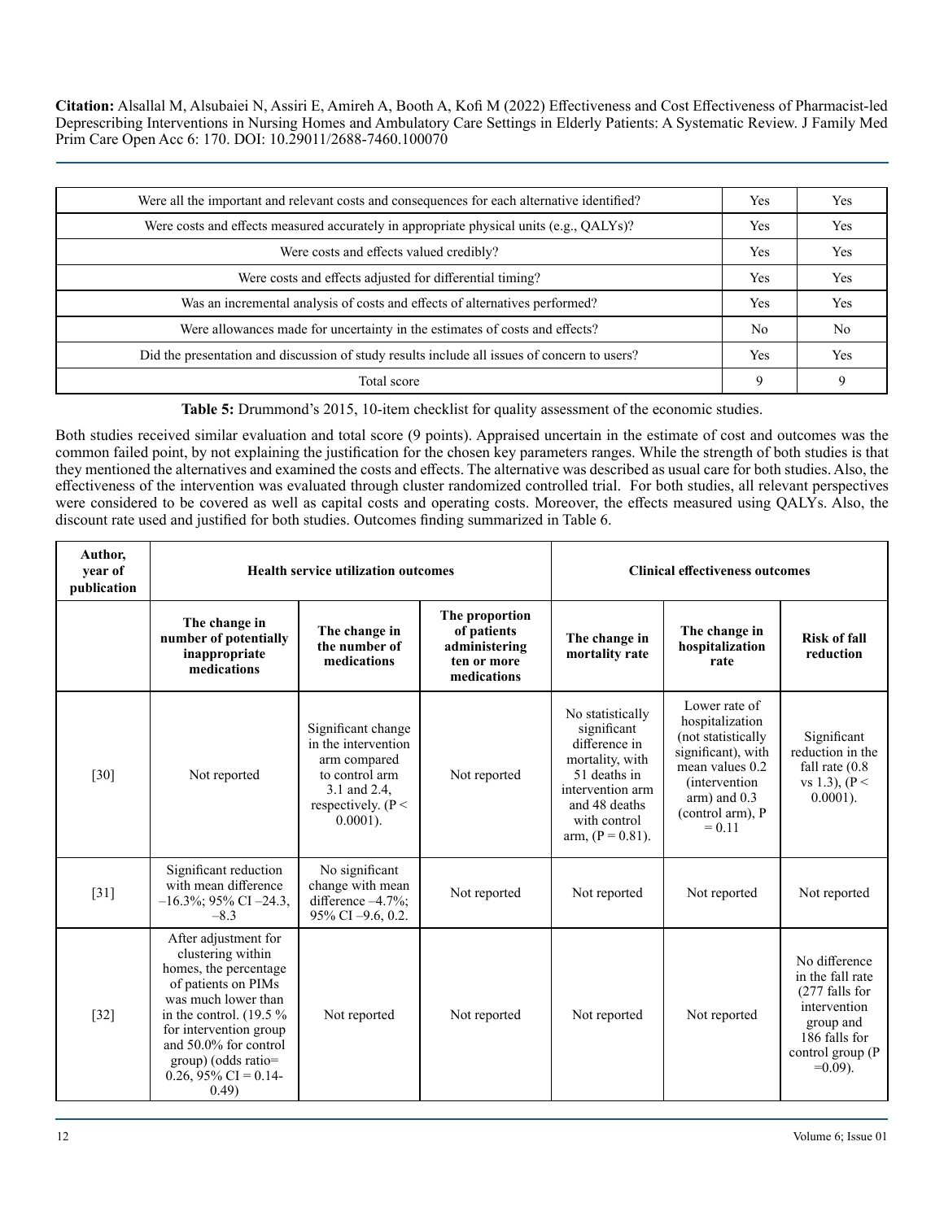| Were all the important and relevant costs and consequences for each alternative identified? | Yes | Yes |
|---|---|---|
| Were costs and effects measured accurately in appropriate physical units (e.g., QALYs)? | Yes | Yes |
| Were costs and effects valued credibly? | Yes | Yes |
| Were costs and effects adjusted for differential timing? | Yes | Yes |
| Was an incremental analysis of costs and effects of alternatives performed? | Yes | Yes |
| Were allowances made for uncertainty in the estimates of costs and effects? | No | No |
| Did the presentation and discussion of study results include all issues of concern to users? | Yes | Yes |
| Total score | 9 | 9 |

**Table 5:** Drummond's 2015, 10-item checklist for quality assessment of the economic studies.

Both studies received similar evaluation and total score (9 points). Appraised uncertain in the estimate of cost and outcomes was the common failed point, by not explaining the justification for the chosen key parameters ranges. While the strength of both studies is that they mentioned the alternatives and examined the costs and effects. The alternative was described as usual care for both studies. Also, the effectiveness of the intervention was evaluated through cluster randomized controlled trial. For both studies, all relevant perspectives were considered to be covered as well as capital costs and operating costs. Moreover, the effects measured using QALYs. Also, the discount rate used and justified for both studies. Outcomes finding summarized in Table 6.

| Author, year of publication | Health service utilization outcomes | | | Clinical effectiveness outcomes | | |
|---|---|---|---|---|---|---|
| | **The change in number of potentially inappropriate medications** | **The change in the number of medications** | **The proportion of patients administering ten or more medications** | **The change in mortality rate** | **The change in hospitalization rate** | **Risk of fall reduction** |
| [30] | Not reported | Significant change in the intervention arm compared to control arm 3.1 and 2.4, respectively. (P < 0.0001). | Not reported | No statistically significant difference in mortality, with 51 deaths in intervention arm and 48 deaths with control arm, (P = 0.81). | Lower rate of hospitalization (not statistically significant), with mean values 0.2 (intervention arm) and 0.3 (control arm), P = 0.11 | Significant reduction in the fall rate (0.8 vs 1.3), (P < 0.0001). |
| [31] | Significant reduction with mean difference –16.3%; 95% CI –24.3, –8.3 | No significant change with mean difference –4.7%; 95% CI –9.6, 0.2. | Not reported | Not reported | Not reported | Not reported |
| [32] | After adjustment for clustering within homes, the percentage of patients on PIMs was much lower than in the control. (19.5 % for intervention group and 50.0% for control group) (odds ratio= 0.26, 95% CI = 0.14-0.49) | Not reported | Not reported | Not reported | Not reported | No difference in the fall rate (277 falls for intervention group and 186 falls for control group (P =0.09). |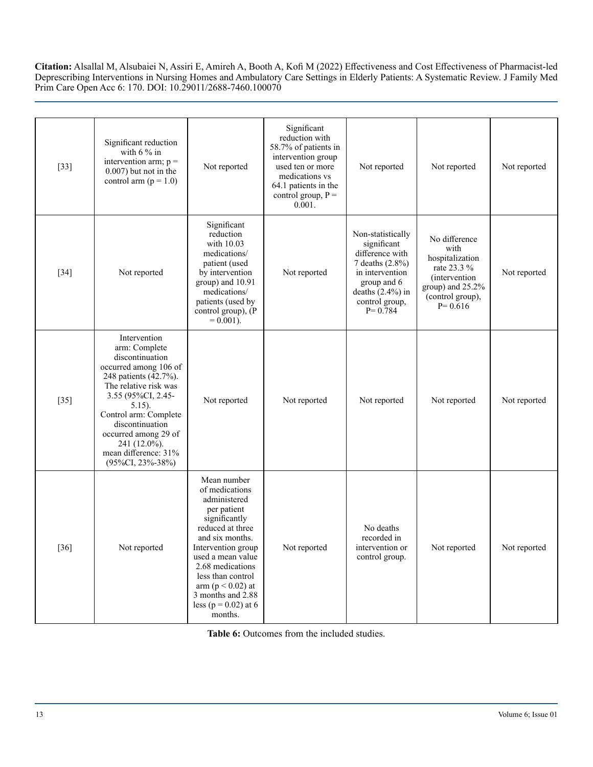| [33] | Significant reduction with 6 % in intervention arm; p = 0.007) but not in the control arm (p = 1.0) | Not reported | Significant reduction with 58.7% of patients in intervention group used ten or more medications vs 64.1 patients in the control group, P = 0.001. | Not reported | Not reported | Not reported |
|---|---|---|---|---|---|---|
| [34] | Not reported | Significant reduction with 10.03 medications/ patient (used by intervention group) and 10.91 medications/ patients (used by control group), (P = 0.001). | Not reported | Non-statistically significant difference with 7 deaths (2.8%) in intervention group and 6 deaths (2.4%) in control group, P= 0.784 | No difference with hospitalization rate 23.3 % (intervention group) and 25.2% (control group), P= 0.616 | Not reported |
| [35] | Intervention arm: Complete discontinuation occurred among 106 of 248 patients (42.7%). The relative risk was 3.55 (95%CI, 2.45-5.15). Control arm: Complete discontinuation occurred among 29 of 241 (12.0%). mean difference: 31% (95%CI, 23%-38%) | Not reported | Not reported | Not reported | Not reported | Not reported |
| [36] | Not reported | Mean number of medications administered per patient significantly reduced at three and six months. Intervention group used a mean value 2.68 medications less than control arm (p < 0.02) at 3 months and 2.88 less (p = 0.02) at 6 months. | Not reported | No deaths recorded in intervention or control group. | Not reported | Not reported |

**Table 6:** Outcomes from the included studies.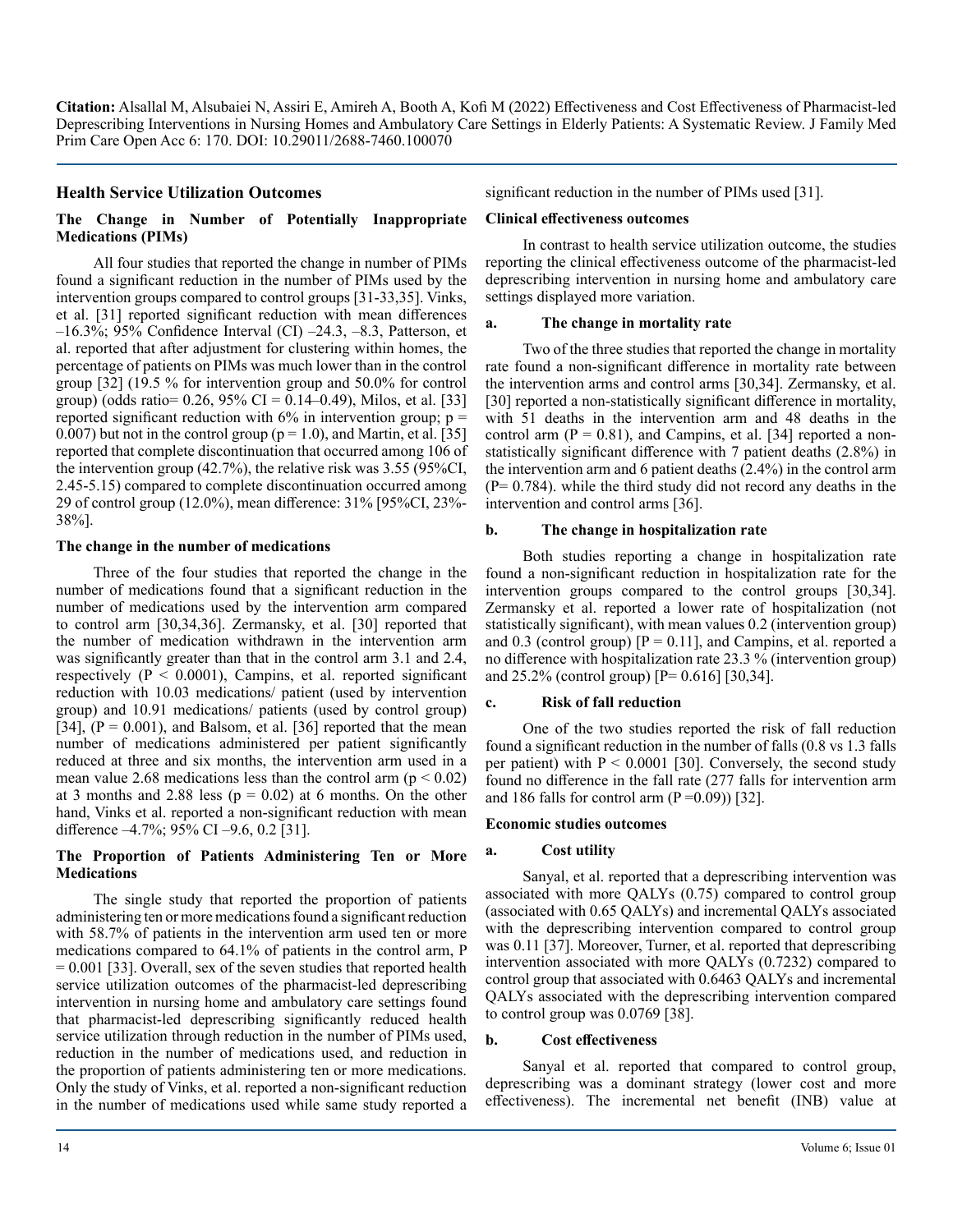## Health Service Utilization Outcomes

### The Change in Number of Potentially Inappropriate Medications (PIMs)

All four studies that reported the change in number of PIMs found a significant reduction in the number of PIMs used by the intervention groups compared to control groups [31-33,35]. Vinks, et al. [31] reported significant reduction with mean differences –16.3%; 95% Confidence Interval (CI) –24.3, –8.3, Patterson, et al. reported that after adjustment for clustering within homes, the percentage of patients on PIMs was much lower than in the control group [32] (19.5 % for intervention group and 50.0% for control group) (odds ratio= 0.26, 95% CI = 0.14–0.49), Milos, et al. [33] reported significant reduction with 6% in intervention group; p = 0.007) but not in the control group (p = 1.0), and Martin, et al. [35] reported that complete discontinuation that occurred among 106 of the intervention group (42.7%), the relative risk was 3.55 (95%CI, 2.45-5.15) compared to complete discontinuation occurred among 29 of control group (12.0%), mean difference: 31% [95%CI, 23%-38%].

### The change in the number of medications

Three of the four studies that reported the change in the number of medications found that a significant reduction in the number of medications used by the intervention arm compared to control arm [30,34,36]. Zermansky, et al. [30] reported that the number of medication withdrawn in the intervention arm was significantly greater than that in the control arm 3.1 and 2.4, respectively (P < 0.0001), Campins, et al. reported significant reduction with 10.03 medications/ patient (used by intervention group) and 10.91 medications/ patients (used by control group) [34], (P = 0.001), and Balsom, et al. [36] reported that the mean number of medications administered per patient significantly reduced at three and six months, the intervention arm used in a mean value 2.68 medications less than the control arm (p < 0.02) at 3 months and 2.88 less (p = 0.02) at 6 months. On the other hand, Vinks et al. reported a non-significant reduction with mean difference –4.7%; 95% CI –9.6, 0.2 [31].

### The Proportion of Patients Administering Ten or More Medications

The single study that reported the proportion of patients administering ten or more medications found a significant reduction with 58.7% of patients in the intervention arm used ten or more medications compared to 64.1% of patients in the control arm, P = 0.001 [33]. Overall, sex of the seven studies that reported health service utilization outcomes of the pharmacist-led deprescribing intervention in nursing home and ambulatory care settings found that pharmacist-led deprescribing significantly reduced health service utilization through reduction in the number of PIMs used, reduction in the number of medications used, and reduction in the proportion of patients administering ten or more medications. Only the study of Vinks, et al. reported a non-significant reduction in the number of medications used while same study reported a significant reduction in the number of PIMs used [31].

### Clinical effectiveness outcomes

In contrast to health service utilization outcome, the studies reporting the clinical effectiveness outcome of the pharmacist-led deprescribing intervention in nursing home and ambulatory care settings displayed more variation.

#### a. The change in mortality rate

Two of the three studies that reported the change in mortality rate found a non-significant difference in mortality rate between the intervention arms and control arms [30,34]. Zermansky, et al. [30] reported a non-statistically significant difference in mortality, with 51 deaths in the intervention arm and 48 deaths in the control arm (P = 0.81), and Campins, et al. [34] reported a non-statistically significant difference with 7 patient deaths (2.8%) in the intervention arm and 6 patient deaths (2.4%) in the control arm (P= 0.784). while the third study did not record any deaths in the intervention and control arms [36].

#### b. The change in hospitalization rate

Both studies reporting a change in hospitalization rate found a non-significant reduction in hospitalization rate for the intervention groups compared to the control groups [30,34]. Zermansky et al. reported a lower rate of hospitalization (not statistically significant), with mean values 0.2 (intervention group) and 0.3 (control group) [P = 0.11], and Campins, et al. reported a no difference with hospitalization rate 23.3 % (intervention group) and 25.2% (control group) [P= 0.616] [30,34].

#### c. Risk of fall reduction

One of the two studies reported the risk of fall reduction found a significant reduction in the number of falls (0.8 vs 1.3 falls per patient) with P < 0.0001 [30]. Conversely, the second study found no difference in the fall rate (277 falls for intervention arm and 186 falls for control arm (P =0.09)) [32].

### Economic studies outcomes

#### a. Cost utility

Sanyal, et al. reported that a deprescribing intervention was associated with more QALYs (0.75) compared to control group (associated with 0.65 QALYs) and incremental QALYs associated with the deprescribing intervention compared to control group was 0.11 [37]. Moreover, Turner, et al. reported that deprescribing intervention associated with more QALYs (0.7232) compared to control group that associated with 0.6463 QALYs and incremental QALYs associated with the deprescribing intervention compared to control group was 0.0769 [38].

#### b. Cost effectiveness

Sanyal et al. reported that compared to control group, deprescribing was a dominant strategy (lower cost and more effectiveness). The incremental net benefit (INB) value at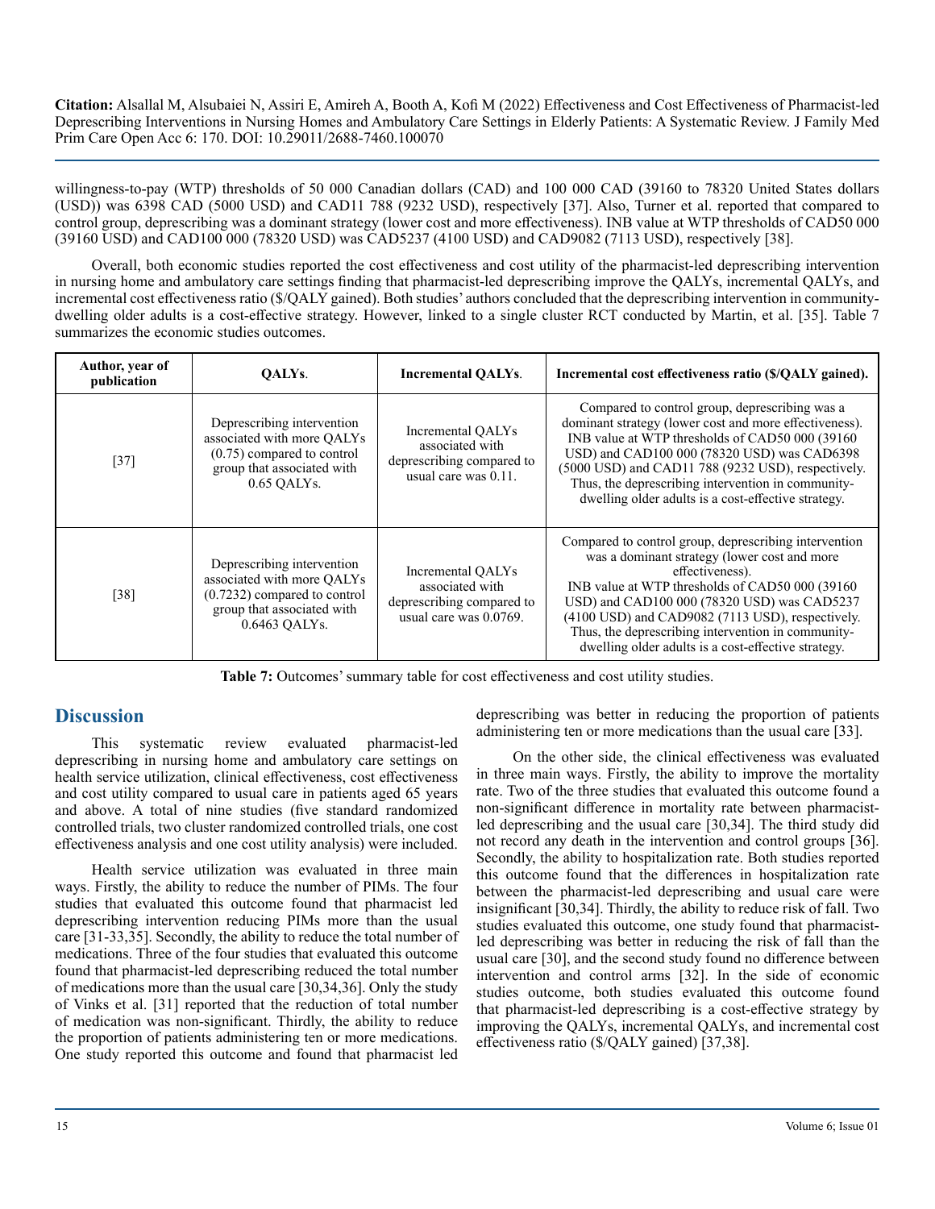willingness-to-pay (WTP) thresholds of 50 000 Canadian dollars (CAD) and 100 000 CAD (39160 to 78320 United States dollars (USD)) was 6398 CAD (5000 USD) and CAD11 788 (9232 USD), respectively [37]. Also, Turner et al. reported that compared to control group, deprescribing was a dominant strategy (lower cost and more effectiveness). INB value at WTP thresholds of CAD50 000 (39160 USD) and CAD100 000 (78320 USD) was CAD5237 (4100 USD) and CAD9082 (7113 USD), respectively [38].

Overall, both economic studies reported the cost effectiveness and cost utility of the pharmacist-led deprescribing intervention in nursing home and ambulatory care settings finding that pharmacist-led deprescribing improve the QALYs, incremental QALYs, and incremental cost effectiveness ratio ($/QALY gained). Both studies' authors concluded that the deprescribing intervention in community-dwelling older adults is a cost-effective strategy. However, linked to a single cluster RCT conducted by Martin, et al. [35]. Table 7 summarizes the economic studies outcomes.

| Author, year of publication | QALYs. | Incremental QALYs. | Incremental cost effectiveness ratio ($/QALY gained). |
|---|---|---|---|
| [37] | Deprescribing intervention associated with more QALYs (0.75) compared to control group that associated with 0.65 QALYs. | Incremental QALYs associated with deprescribing compared to usual care was 0.11. | Compared to control group, deprescribing was a dominant strategy (lower cost and more effectiveness). INB value at WTP thresholds of CAD50 000 (39160 USD) and CAD100 000 (78320 USD) was CAD6398 (5000 USD) and CAD11 788 (9232 USD), respectively. Thus, the deprescribing intervention in community-dwelling older adults is a cost-effective strategy. |
| [38] | Deprescribing intervention associated with more QALYs (0.7232) compared to control group that associated with 0.6463 QALYs. | Incremental QALYs associated with deprescribing compared to usual care was 0.0769. | Compared to control group, deprescribing intervention was a dominant strategy (lower cost and more effectiveness). INB value at WTP thresholds of CAD50 000 (39160 USD) and CAD100 000 (78320 USD) was CAD5237 (4100 USD) and CAD9082 (7113 USD), respectively. Thus, the deprescribing intervention in community-dwelling older adults is a cost-effective strategy. |

**Table 7:** Outcomes' summary table for cost effectiveness and cost utility studies.

## Discussion

This systematic review evaluated pharmacist-led deprescribing in nursing home and ambulatory care settings on health service utilization, clinical effectiveness, cost effectiveness and cost utility compared to usual care in patients aged 65 years and above. A total of nine studies (five standard randomized controlled trials, two cluster randomized controlled trials, one cost effectiveness analysis and one cost utility analysis) were included.

Health service utilization was evaluated in three main ways. Firstly, the ability to reduce the number of PIMs. The four studies that evaluated this outcome found that pharmacist led deprescribing intervention reducing PIMs more than the usual care [31-33,35]. Secondly, the ability to reduce the total number of medications. Three of the four studies that evaluated this outcome found that pharmacist-led deprescribing reduced the total number of medications more than the usual care [30,34,36]. Only the study of Vinks et al. [31] reported that the reduction of total number of medication was non-significant. Thirdly, the ability to reduce the proportion of patients administering ten or more medications. One study reported this outcome and found that pharmacist led deprescribing was better in reducing the proportion of patients administering ten or more medications than the usual care [33].

On the other side, the clinical effectiveness was evaluated in three main ways. Firstly, the ability to improve the mortality rate. Two of the three studies that evaluated this outcome found a non-significant difference in mortality rate between pharmacist-led deprescribing and the usual care [30,34]. The third study did not record any death in the intervention and control groups [36]. Secondly, the ability to hospitalization rate. Both studies reported this outcome found that the differences in hospitalization rate between the pharmacist-led deprescribing and usual care were insignificant [30,34]. Thirdly, the ability to reduce risk of fall. Two studies evaluated this outcome, one study found that pharmacist-led deprescribing was better in reducing the risk of fall than the usual care [30], and the second study found no difference between intervention and control arms [32]. In the side of economic studies outcome, both studies evaluated this outcome found that pharmacist-led deprescribing is a cost-effective strategy by improving the QALYs, incremental QALYs, and incremental cost effectiveness ratio ($/QALY gained) [37,38].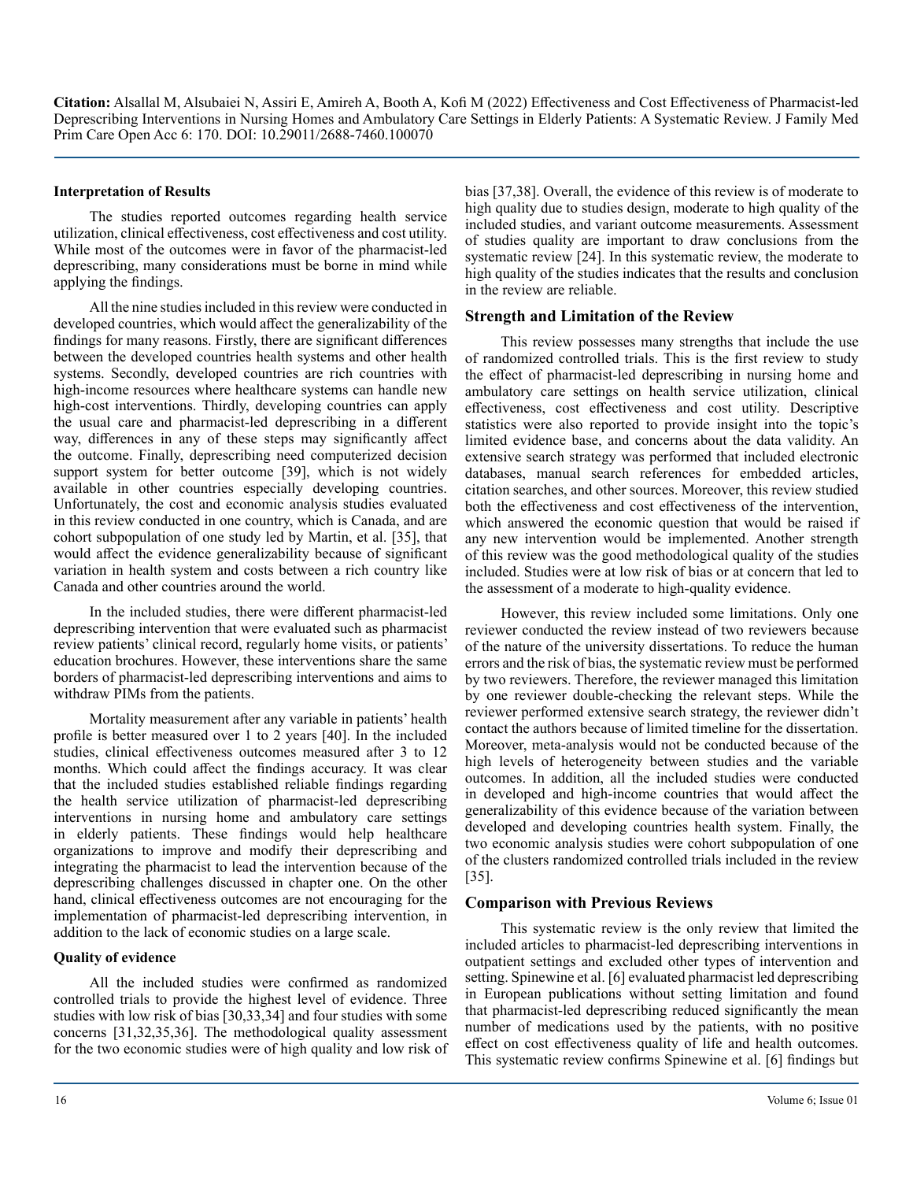### Interpretation of Results

The studies reported outcomes regarding health service utilization, clinical effectiveness, cost effectiveness and cost utility. While most of the outcomes were in favor of the pharmacist-led deprescribing, many considerations must be borne in mind while applying the findings.

All the nine studies included in this review were conducted in developed countries, which would affect the generalizability of the findings for many reasons. Firstly, there are significant differences between the developed countries health systems and other health systems. Secondly, developed countries are rich countries with high-income resources where healthcare systems can handle new high-cost interventions. Thirdly, developing countries can apply the usual care and pharmacist-led deprescribing in a different way, differences in any of these steps may significantly affect the outcome. Finally, deprescribing need computerized decision support system for better outcome [39], which is not widely available in other countries especially developing countries. Unfortunately, the cost and economic analysis studies evaluated in this review conducted in one country, which is Canada, and are cohort subpopulation of one study led by Martin, et al. [35], that would affect the evidence generalizability because of significant variation in health system and costs between a rich country like Canada and other countries around the world.

In the included studies, there were different pharmacist-led deprescribing intervention that were evaluated such as pharmacist review patients' clinical record, regularly home visits, or patients' education brochures. However, these interventions share the same borders of pharmacist-led deprescribing interventions and aims to withdraw PIMs from the patients.

Mortality measurement after any variable in patients' health profile is better measured over 1 to 2 years [40]. In the included studies, clinical effectiveness outcomes measured after 3 to 12 months. Which could affect the findings accuracy. It was clear that the included studies established reliable findings regarding the health service utilization of pharmacist-led deprescribing interventions in nursing home and ambulatory care settings in elderly patients. These findings would help healthcare organizations to improve and modify their deprescribing and integrating the pharmacist to lead the intervention because of the deprescribing challenges discussed in chapter one. On the other hand, clinical effectiveness outcomes are not encouraging for the implementation of pharmacist-led deprescribing intervention, in addition to the lack of economic studies on a large scale.

### Quality of evidence

All the included studies were confirmed as randomized controlled trials to provide the highest level of evidence. Three studies with low risk of bias [30,33,34] and four studies with some concerns [31,32,35,36]. The methodological quality assessment for the two economic studies were of high quality and low risk of bias [37,38]. Overall, the evidence of this review is of moderate to high quality due to studies design, moderate to high quality of the included studies, and variant outcome measurements. Assessment of studies quality are important to draw conclusions from the systematic review [24]. In this systematic review, the moderate to high quality of the studies indicates that the results and conclusion in the review are reliable.

## Strength and Limitation of the Review

This review possesses many strengths that include the use of randomized controlled trials. This is the first review to study the effect of pharmacist-led deprescribing in nursing home and ambulatory care settings on health service utilization, clinical effectiveness, cost effectiveness and cost utility. Descriptive statistics were also reported to provide insight into the topic's limited evidence base, and concerns about the data validity. An extensive search strategy was performed that included electronic databases, manual search references for embedded articles, citation searches, and other sources. Moreover, this review studied both the effectiveness and cost effectiveness of the intervention, which answered the economic question that would be raised if any new intervention would be implemented. Another strength of this review was the good methodological quality of the studies included. Studies were at low risk of bias or at concern that led to the assessment of a moderate to high-quality evidence.

However, this review included some limitations. Only one reviewer conducted the review instead of two reviewers because of the nature of the university dissertations. To reduce the human errors and the risk of bias, the systematic review must be performed by two reviewers. Therefore, the reviewer managed this limitation by one reviewer double-checking the relevant steps. While the reviewer performed extensive search strategy, the reviewer didn't contact the authors because of limited timeline for the dissertation. Moreover, meta-analysis would not be conducted because of the high levels of heterogeneity between studies and the variable outcomes. In addition, all the included studies were conducted in developed and high-income countries that would affect the generalizability of this evidence because of the variation between developed and developing countries health system. Finally, the two economic analysis studies were cohort subpopulation of one of the clusters randomized controlled trials included in the review [35].

## Comparison with Previous Reviews

This systematic review is the only review that limited the included articles to pharmacist-led deprescribing interventions in outpatient settings and excluded other types of intervention and setting. Spinewine et al. [6] evaluated pharmacist led deprescribing in European publications without setting limitation and found that pharmacist-led deprescribing reduced significantly the mean number of medications used by the patients, with no positive effect on cost effectiveness quality of life and health outcomes. This systematic review confirms Spinewine et al. [6] findings but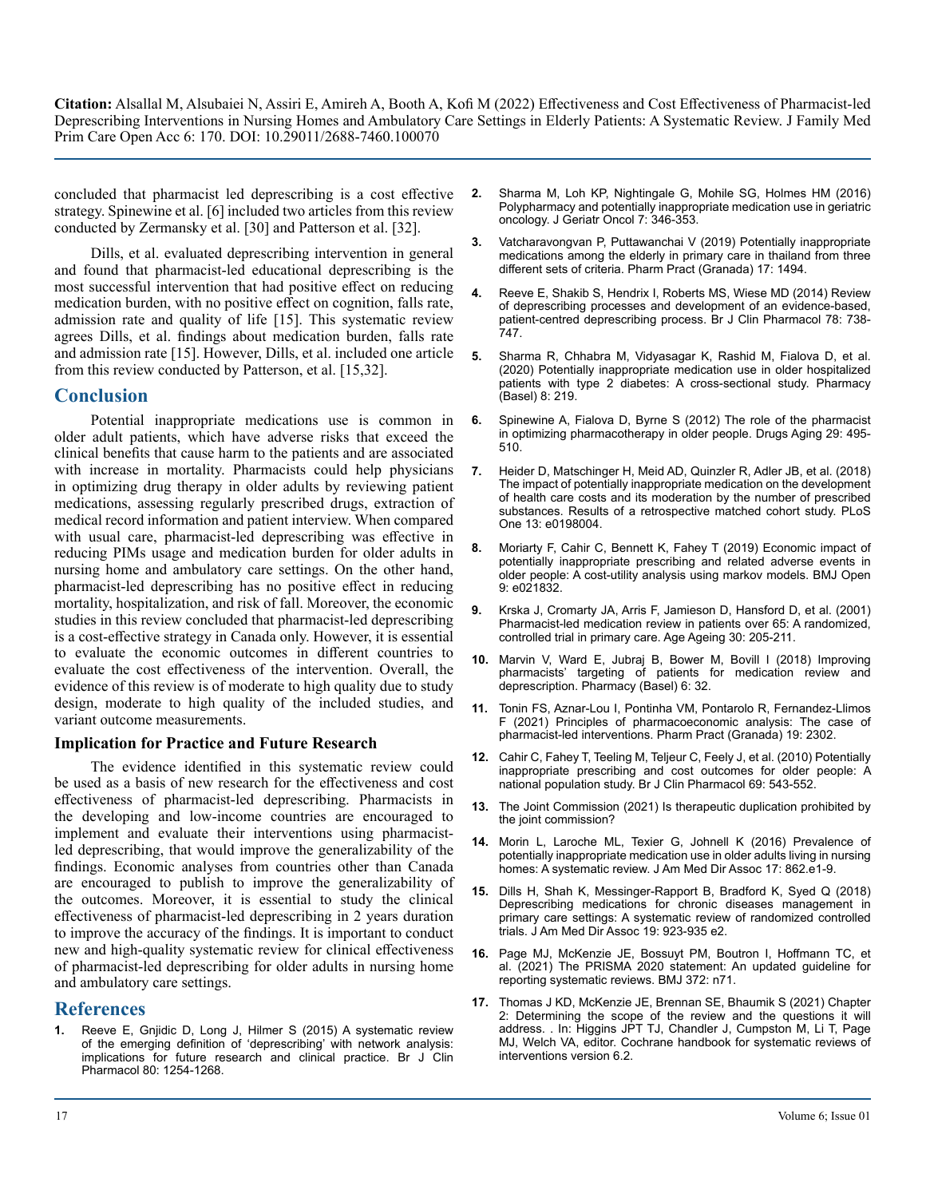concluded that pharmacist led deprescribing is a cost effective strategy. Spinewine et al. [6] included two articles from this review conducted by Zermansky et al. [30] and Patterson et al. [32].

Dills, et al. evaluated deprescribing intervention in general and found that pharmacist-led educational deprescribing is the most successful intervention that had positive effect on reducing medication burden, with no positive effect on cognition, falls rate, admission rate and quality of life [15]. This systematic review agrees Dills, et al. findings about medication burden, falls rate and admission rate [15]. However, Dills, et al. included one article from this review conducted by Patterson, et al. [15,32].

## Conclusion

Potential inappropriate medications use is common in older adult patients, which have adverse risks that exceed the clinical benefits that cause harm to the patients and are associated with increase in mortality. Pharmacists could help physicians in optimizing drug therapy in older adults by reviewing patient medications, assessing regularly prescribed drugs, extraction of medical record information and patient interview. When compared with usual care, pharmacist-led deprescribing was effective in reducing PIMs usage and medication burden for older adults in nursing home and ambulatory care settings. On the other hand, pharmacist-led deprescribing has no positive effect in reducing mortality, hospitalization, and risk of fall. Moreover, the economic studies in this review concluded that pharmacist-led deprescribing is a cost-effective strategy in Canada only. However, it is essential to evaluate the economic outcomes in different countries to evaluate the cost effectiveness of the intervention. Overall, the evidence of this review is of moderate to high quality due to study design, moderate to high quality of the included studies, and variant outcome measurements.

### Implication for Practice and Future Research

The evidence identified in this systematic review could be used as a basis of new research for the effectiveness and cost effectiveness of pharmacist-led deprescribing. Pharmacists in the developing and low-income countries are encouraged to implement and evaluate their interventions using pharmacist-led deprescribing, that would improve the generalizability of the findings. Economic analyses from countries other than Canada are encouraged to publish to improve the generalizability of the outcomes. Moreover, it is essential to study the clinical effectiveness of pharmacist-led deprescribing in 2 years duration to improve the accuracy of the findings. It is important to conduct new and high-quality systematic review for clinical effectiveness of pharmacist-led deprescribing for older adults in nursing home and ambulatory care settings.

## References

1. Reeve E, Gnjidic D, Long J, Hilmer S (2015) A systematic review of the emerging definition of 'deprescribing' with network analysis: implications for future research and clinical practice. Br J Clin Pharmacol 80: 1254-1268.
2. Sharma M, Loh KP, Nightingale G, Mohile SG, Holmes HM (2016) Polypharmacy and potentially inappropriate medication use in geriatric oncology. J Geriatr Oncol 7: 346-353.
3. Vatcharavongvan P, Puttawanchai V (2019) Potentially inappropriate medications among the elderly in primary care in thailand from three different sets of criteria. Pharm Pract (Granada) 17: 1494.
4. Reeve E, Shakib S, Hendrix I, Roberts MS, Wiese MD (2014) Review of deprescribing processes and development of an evidence-based, patient-centred deprescribing process. Br J Clin Pharmacol 78: 738-747.
5. Sharma R, Chhabra M, Vidyasagar K, Rashid M, Fialova D, et al. (2020) Potentially inappropriate medication use in older hospitalized patients with type 2 diabetes: A cross-sectional study. Pharmacy (Basel) 8: 219.
6. Spinewine A, Fialova D, Byrne S (2012) The role of the pharmacist in optimizing pharmacotherapy in older people. Drugs Aging 29: 495-510.
7. Heider D, Matschinger H, Meid AD, Quinzler R, Adler JB, et al. (2018) The impact of potentially inappropriate medication on the development of health care costs and its moderation by the number of prescribed substances. Results of a retrospective matched cohort study. PLoS One 13: e0198004.
8. Moriarty F, Cahir C, Bennett K, Fahey T (2019) Economic impact of potentially inappropriate prescribing and related adverse events in older people: A cost-utility analysis using markov models. BMJ Open 9: e021832.
9. Krska J, Cromarty JA, Arris F, Jamieson D, Hansford D, et al. (2001) Pharmacist-led medication review in patients over 65: A randomized, controlled trial in primary care. Age Ageing 30: 205-211.
10. Marvin V, Ward E, Jubraj B, Bower M, Bovill I (2018) Improving pharmacists' targeting of patients for medication review and deprescription. Pharmacy (Basel) 6: 32.
11. Tonin FS, Aznar-Lou I, Pontinha VM, Pontarolo R, Fernandez-Llimos F (2021) Principles of pharmacoeconomic analysis: The case of pharmacist-led interventions. Pharm Pract (Granada) 19: 2302.
12. Cahir C, Fahey T, Teeling M, Teljeur C, Feely J, et al. (2010) Potentially inappropriate prescribing and cost outcomes for older people: A national population study. Br J Clin Pharmacol 69: 543-552.
13. The Joint Commission (2021) Is therapeutic duplication prohibited by the joint commission?
14. Morin L, Laroche ML, Texier G, Johnell K (2016) Prevalence of potentially inappropriate medication use in older adults living in nursing homes: A systematic review. J Am Med Dir Assoc 17: 862.e1-9.
15. Dills H, Shah K, Messinger-Rapport B, Bradford K, Syed Q (2018) Deprescribing medications for chronic diseases management in primary care settings: A systematic review of randomized controlled trials. J Am Med Dir Assoc 19: 923-935 e2.
16. Page MJ, McKenzie JE, Bossuyt PM, Boutron I, Hoffmann TC, et al. (2021) The PRISMA 2020 statement: An updated guideline for reporting systematic reviews. BMJ 372: n71.
17. Thomas J KD, McKenzie JE, Brennan SE, Bhaumik S (2021) Chapter 2: Determining the scope of the review and the questions it will address. . In: Higgins JPT TJ, Chandler J, Cumpston M, Li T, Page MJ, Welch VA, editor. Cochrane handbook for systematic reviews of interventions version 6.2.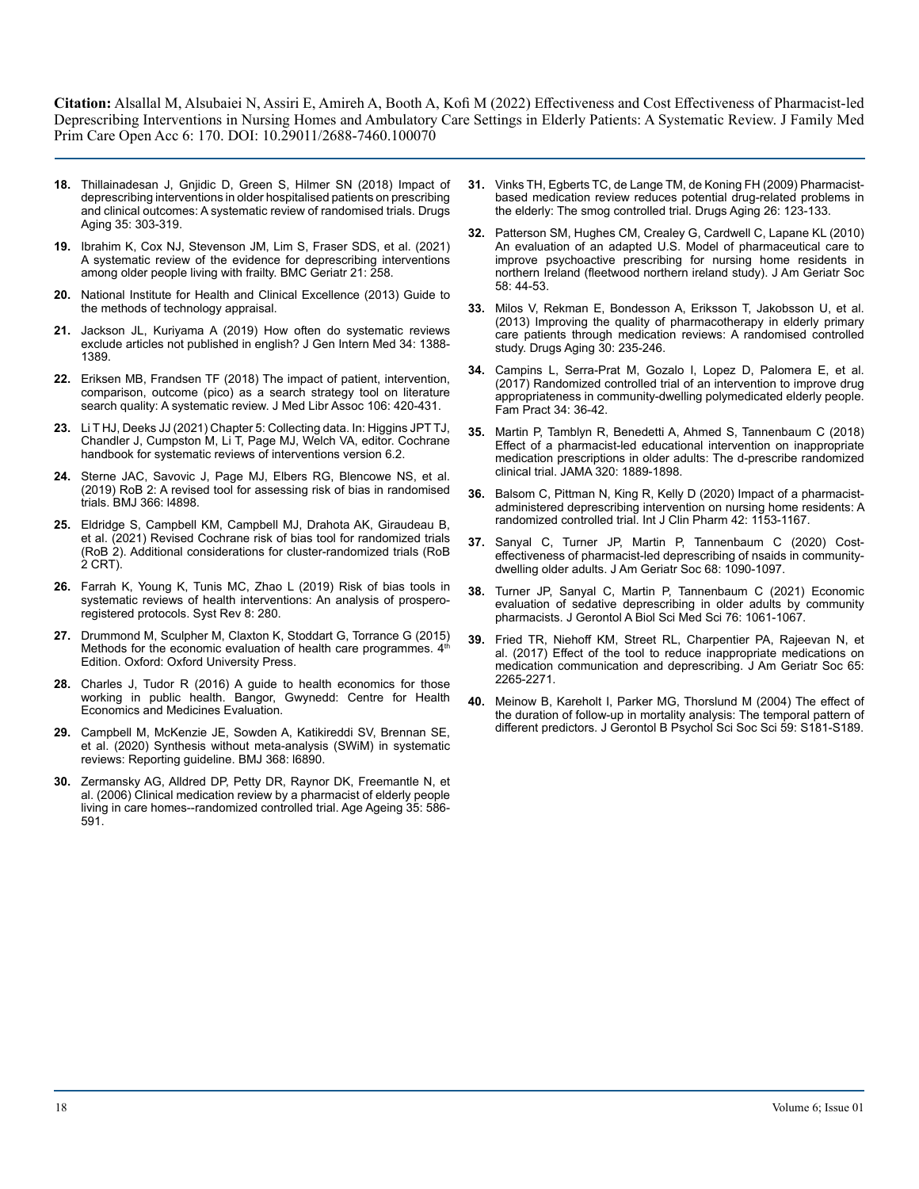18. Thillainadesan J, Gnjidic D, Green S, Hilmer SN (2018) Impact of deprescribing interventions in older hospitalised patients on prescribing and clinical outcomes: A systematic review of randomised trials. Drugs Aging 35: 303-319.

19. Ibrahim K, Cox NJ, Stevenson JM, Lim S, Fraser SDS, et al. (2021) A systematic review of the evidence for deprescribing interventions among older people living with frailty. BMC Geriatr 21: 258.

20. National Institute for Health and Clinical Excellence (2013) Guide to the methods of technology appraisal.

21. Jackson JL, Kuriyama A (2019) How often do systematic reviews exclude articles not published in english? J Gen Intern Med 34: 1388-1389.

22. Eriksen MB, Frandsen TF (2018) The impact of patient, intervention, comparison, outcome (pico) as a search strategy tool on literature search quality: A systematic review. J Med Libr Assoc 106: 420-431.

23. Li T HJ, Deeks JJ (2021) Chapter 5: Collecting data. In: Higgins JPT TJ, Chandler J, Cumpston M, Li T, Page MJ, Welch VA, editor. Cochrane handbook for systematic reviews of interventions version 6.2.

24. Sterne JAC, Savovic J, Page MJ, Elbers RG, Blencowe NS, et al. (2019) RoB 2: A revised tool for assessing risk of bias in randomised trials. BMJ 366: l4898.

25. Eldridge S, Campbell KM, Campbell MJ, Drahota AK, Giraudeau B, et al. (2021) Revised Cochrane risk of bias tool for randomized trials (RoB 2). Additional considerations for cluster-randomized trials (RoB 2 CRT).

26. Farrah K, Young K, Tunis MC, Zhao L (2019) Risk of bias tools in systematic reviews of health interventions: An analysis of prospero-registered protocols. Syst Rev 8: 280.

27. Drummond M, Sculpher M, Claxton K, Stoddart G, Torrance G (2015) Methods for the economic evaluation of health care programmes. 4th Edition. Oxford: Oxford University Press.

28. Charles J, Tudor R (2016) A guide to health economics for those working in public health. Bangor, Gwynedd: Centre for Health Economics and Medicines Evaluation.

29. Campbell M, McKenzie JE, Sowden A, Katikireddi SV, Brennan SE, et al. (2020) Synthesis without meta-analysis (SWiM) in systematic reviews: Reporting guideline. BMJ 368: l6890.

30. Zermansky AG, Alldred DP, Petty DR, Raynor DK, Freemantle N, et al. (2006) Clinical medication review by a pharmacist of elderly people living in care homes--randomized controlled trial. Age Ageing 35: 586-591.

31. Vinks TH, Egberts TC, de Lange TM, de Koning FH (2009) Pharmacist-based medication review reduces potential drug-related problems in the elderly: The smog controlled trial. Drugs Aging 26: 123-133.

32. Patterson SM, Hughes CM, Crealey G, Cardwell C, Lapane KL (2010) An evaluation of an adapted U.S. Model of pharmaceutical care to improve psychoactive prescribing for nursing home residents in northern Ireland (fleetwood northern ireland study). J Am Geriatr Soc 58: 44-53.

33. Milos V, Rekman E, Bondesson A, Eriksson T, Jakobsson U, et al. (2013) Improving the quality of pharmacotherapy in elderly primary care patients through medication reviews: A randomised controlled study. Drugs Aging 30: 235-246.

34. Campins L, Serra-Prat M, Gozalo I, Lopez D, Palomera E, et al. (2017) Randomized controlled trial of an intervention to improve drug appropriateness in community-dwelling polymedicated elderly people. Fam Pract 34: 36-42.

35. Martin P, Tamblyn R, Benedetti A, Ahmed S, Tannenbaum C (2018) Effect of a pharmacist-led educational intervention on inappropriate medication prescriptions in older adults: The d-prescribe randomized clinical trial. JAMA 320: 1889-1898.

36. Balsom C, Pittman N, King R, Kelly D (2020) Impact of a pharmacist-administered deprescribing intervention on nursing home residents: A randomized controlled trial. Int J Clin Pharm 42: 1153-1167.

37. Sanyal C, Turner JP, Martin P, Tannenbaum C (2020) Cost-effectiveness of pharmacist-led deprescribing of nsaids in community-dwelling older adults. J Am Geriatr Soc 68: 1090-1097.

38. Turner JP, Sanyal C, Martin P, Tannenbaum C (2021) Economic evaluation of sedative deprescribing in older adults by community pharmacists. J Gerontol A Biol Sci Med Sci 76: 1061-1067.

39. Fried TR, Niehoff KM, Street RL, Charpentier PA, Rajeevan N, et al. (2017) Effect of the tool to reduce inappropriate medications on medication communication and deprescribing. J Am Geriatr Soc 65: 2265-2271.

40. Meinow B, Kareholt I, Parker MG, Thorslund M (2004) The effect of the duration of follow-up in mortality analysis: The temporal pattern of different predictors. J Gerontol B Psychol Sci Soc Sci 59: S181-S189.